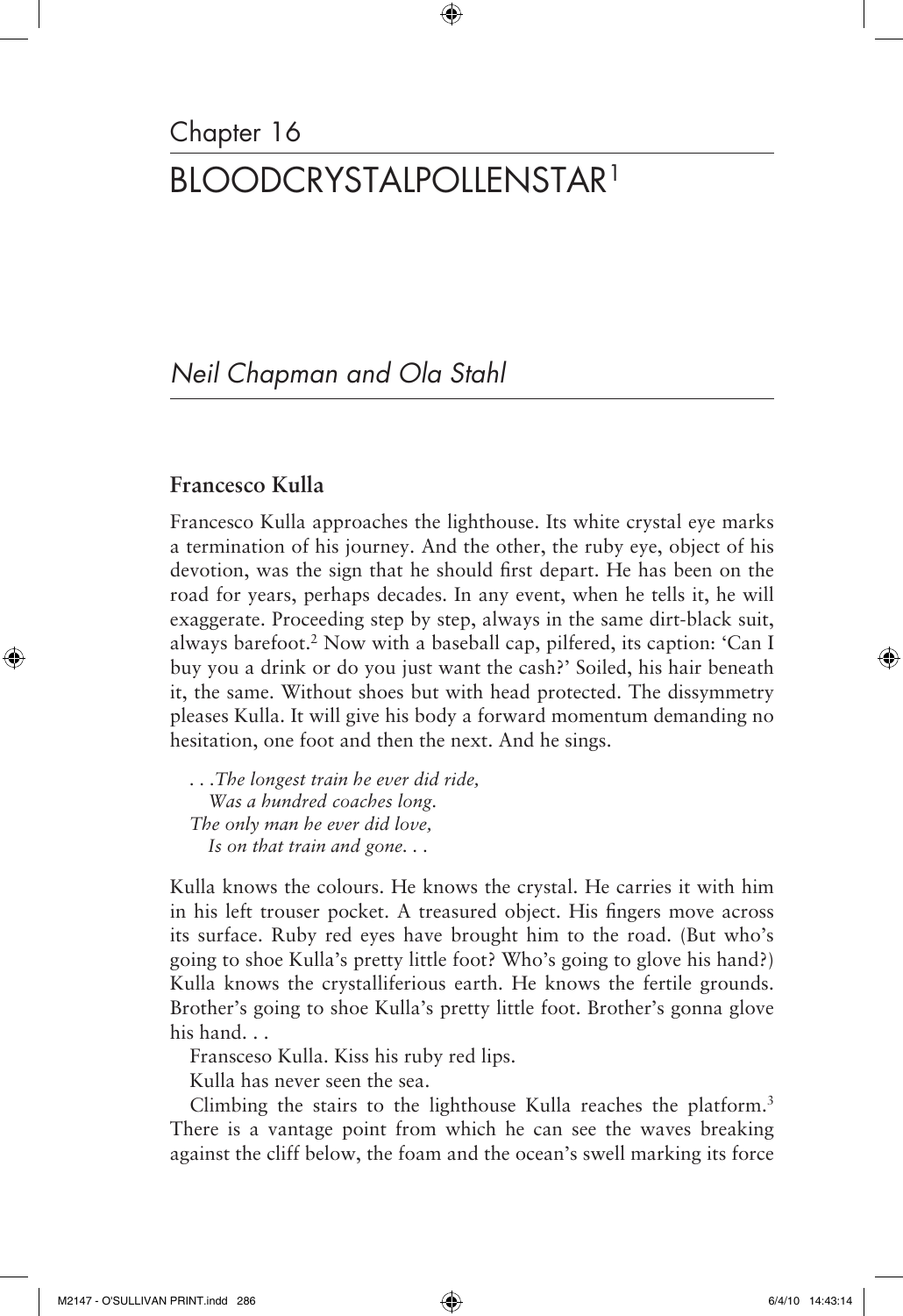Chapter 16

# BLOODCRYSTALPOLLENSTAR[1]

*Neil Chapman and Ola Stahl*

## Francesco Kulla

Francesco Kulla approaches the lighthouse. Its white crystal eye marks a termination of his journey. And the other, the ruby eye, object of his devotion, was the sign that he should first depart. He has been on the road for years, perhaps decades. In any event, when he tells it, he will exaggerate. Proceeding step by step, always in the same dirt-black suit, always barefoot.[2] Now with a baseball cap, pilfered, its caption: 'Can I buy you a drink or do you just want the cash?' Soiled, his hair beneath it, the same. Without shoes but with head protected. The dissymmetry pleases Kulla. It will give his body a forward momentum demanding no hesitation, one foot and then the next. And he sings.

> *. . .The longest train he ever did ride,*
> *Was a hundred coaches long.*
> *The only man he ever did love,*
> *Is on that train and gone. . .*

Kulla knows the colours. He knows the crystal. He carries it with him in his left trouser pocket. A treasured object. His fingers move across its surface. Ruby red eyes have brought him to the road. (But who's going to shoe Kulla's pretty little foot? Who's going to glove his hand?) Kulla knows the crystalliferious earth. He knows the fertile grounds. Brother's going to shoe Kulla's pretty little foot. Brother's gonna glove his hand. . .

Fransceso Kulla. Kiss his ruby red lips.

Kulla has never seen the sea.

Climbing the stairs to the lighthouse Kulla reaches the platform.[3] There is a vantage point from which he can see the waves breaking against the cliff below, the foam and the ocean's swell marking its force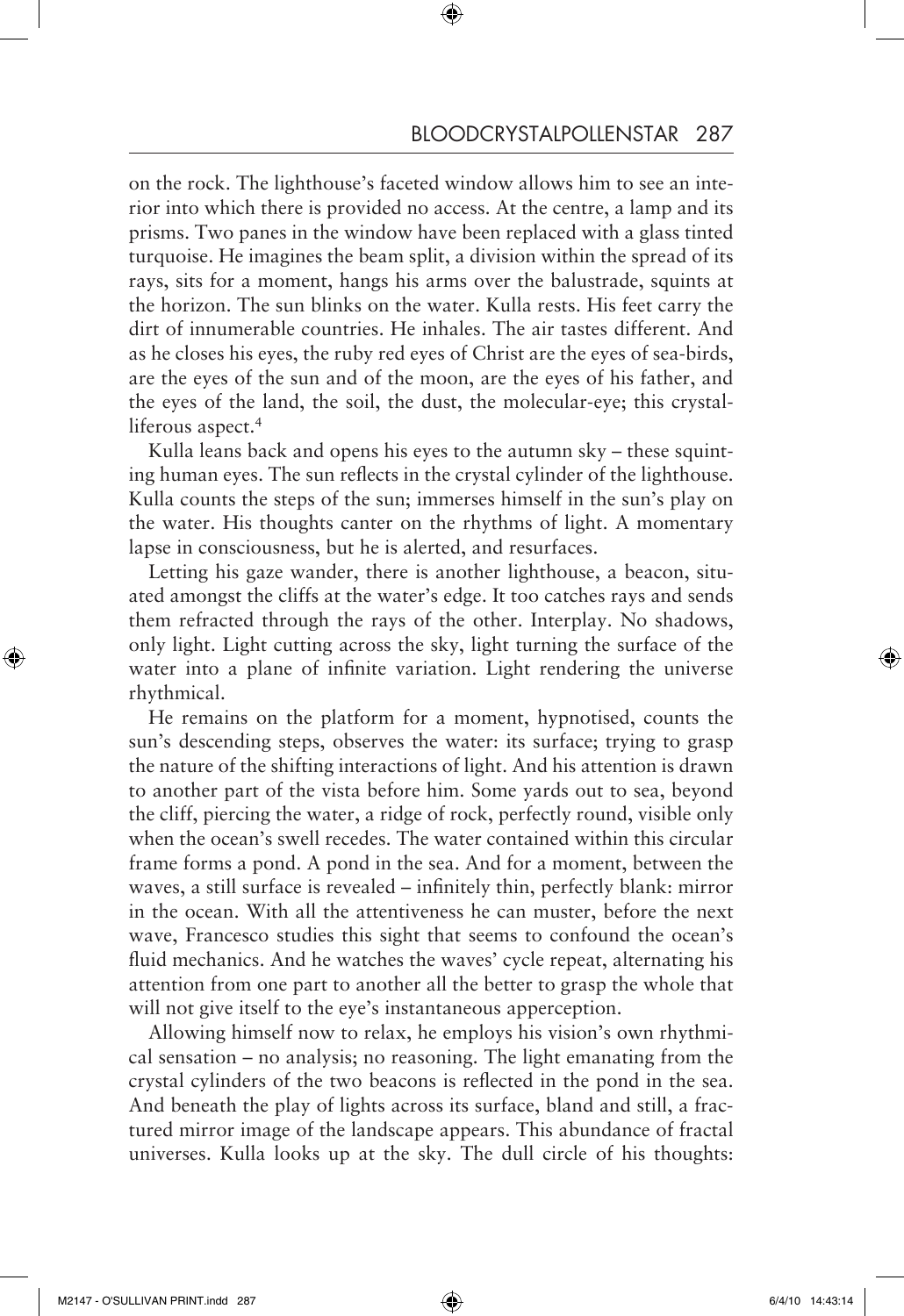on the rock. The lighthouse's faceted window allows him to see an interior into which there is provided no access. At the centre, a lamp and its prisms. Two panes in the window have been replaced with a glass tinted turquoise. He imagines the beam split, a division within the spread of its rays, sits for a moment, hangs his arms over the balustrade, squints at the horizon. The sun blinks on the water. Kulla rests. His feet carry the dirt of innumerable countries. He inhales. The air tastes different. And as he closes his eyes, the ruby red eyes of Christ are the eyes of sea-birds, are the eyes of the sun and of the moon, are the eyes of his father, and the eyes of the land, the soil, the dust, the molecular-eye; this crystalliferous aspect.[4]

Kulla leans back and opens his eyes to the autumn sky – these squinting human eyes. The sun reflects in the crystal cylinder of the lighthouse. Kulla counts the steps of the sun; immerses himself in the sun's play on the water. His thoughts canter on the rhythms of light. A momentary lapse in consciousness, but he is alerted, and resurfaces.

Letting his gaze wander, there is another lighthouse, a beacon, situated amongst the cliffs at the water's edge. It too catches rays and sends them refracted through the rays of the other. Interplay. No shadows, only light. Light cutting across the sky, light turning the surface of the water into a plane of infinite variation. Light rendering the universe rhythmical.

He remains on the platform for a moment, hypnotised, counts the sun's descending steps, observes the water: its surface; trying to grasp the nature of the shifting interactions of light. And his attention is drawn to another part of the vista before him. Some yards out to sea, beyond the cliff, piercing the water, a ridge of rock, perfectly round, visible only when the ocean's swell recedes. The water contained within this circular frame forms a pond. A pond in the sea. And for a moment, between the waves, a still surface is revealed – infinitely thin, perfectly blank: mirror in the ocean. With all the attentiveness he can muster, before the next wave, Francesco studies this sight that seems to confound the ocean's fluid mechanics. And he watches the waves' cycle repeat, alternating his attention from one part to another all the better to grasp the whole that will not give itself to the eye's instantaneous apperception.

Allowing himself now to relax, he employs his vision's own rhythmical sensation – no analysis; no reasoning. The light emanating from the crystal cylinders of the two beacons is reflected in the pond in the sea. And beneath the play of lights across its surface, bland and still, a fractured mirror image of the landscape appears. This abundance of fractal universes. Kulla looks up at the sky. The dull circle of his thoughts: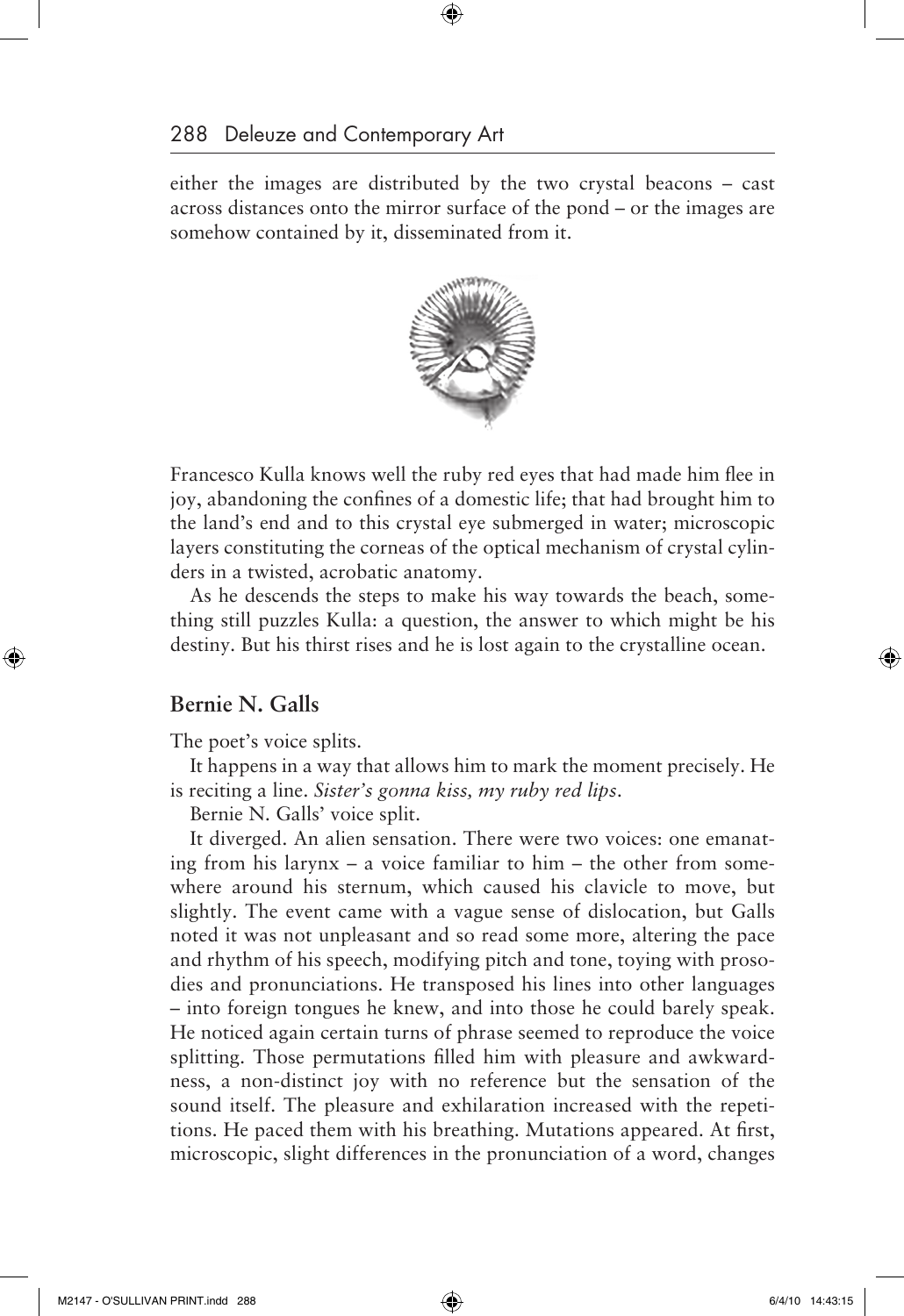either the images are distributed by the two crystal beacons – cast across distances onto the mirror surface of the pond – or the images are somehow contained by it, disseminated from it.

Francesco Kulla knows well the ruby red eyes that had made him flee in joy, abandoning the confines of a domestic life; that had brought him to the land's end and to this crystal eye submerged in water; microscopic layers constituting the corneas of the optical mechanism of crystal cylinders in a twisted, acrobatic anatomy.

As he descends the steps to make his way towards the beach, something still puzzles Kulla: a question, the answer to which might be his destiny. But his thirst rises and he is lost again to the crystalline ocean.

## Bernie N. Galls

The poet's voice splits.

It happens in a way that allows him to mark the moment precisely. He is reciting a line. *Sister's gonna kiss, my ruby red lips.*

Bernie N. Galls' voice split.

It diverged. An alien sensation. There were two voices: one emanating from his larynx – a voice familiar to him – the other from somewhere around his sternum, which caused his clavicle to move, but slightly. The event came with a vague sense of dislocation, but Galls noted it was not unpleasant and so read some more, altering the pace and rhythm of his speech, modifying pitch and tone, toying with prosodies and pronunciations. He transposed his lines into other languages – into foreign tongues he knew, and into those he could barely speak. He noticed again certain turns of phrase seemed to reproduce the voice splitting. Those permutations filled him with pleasure and awkwardness, a non-distinct joy with no reference but the sensation of the sound itself. The pleasure and exhilaration increased with the repetitions. He paced them with his breathing. Mutations appeared. At first, microscopic, slight differences in the pronunciation of a word, changes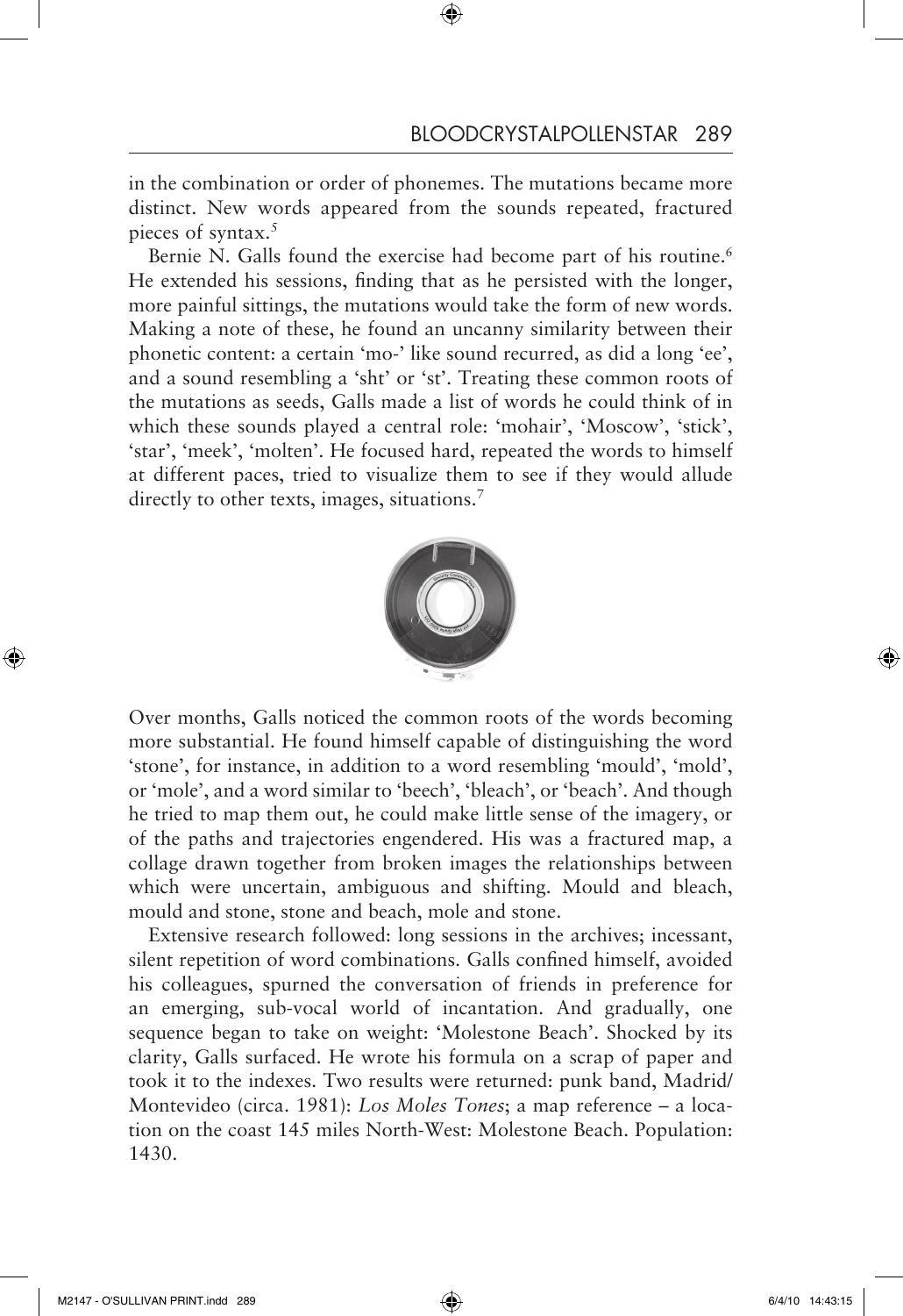in the combination or order of phonemes. The mutations became more distinct. New words appeared from the sounds repeated, fractured pieces of syntax.[5]

Bernie N. Galls found the exercise had become part of his routine.[6] He extended his sessions, finding that as he persisted with the longer, more painful sittings, the mutations would take the form of new words. Making a note of these, he found an uncanny similarity between their phonetic content: a certain 'mo-' like sound recurred, as did a long 'ee', and a sound resembling a 'sht' or 'st'. Treating these common roots of the mutations as seeds, Galls made a list of words he could think of in which these sounds played a central role: 'mohair', 'Moscow', 'stick', 'star', 'meek', 'molten'. He focused hard, repeated the words to himself at different paces, tried to visualize them to see if they would allude directly to other texts, images, situations.[7]

Over months, Galls noticed the common roots of the words becoming more substantial. He found himself capable of distinguishing the word 'stone', for instance, in addition to a word resembling 'mould', 'mold', or 'mole', and a word similar to 'beech', 'bleach', or 'beach'. And though he tried to map them out, he could make little sense of the imagery, or of the paths and trajectories engendered. His was a fractured map, a collage drawn together from broken images the relationships between which were uncertain, ambiguous and shifting. Mould and bleach, mould and stone, stone and beach, mole and stone.

Extensive research followed: long sessions in the archives; incessant, silent repetition of word combinations. Galls confined himself, avoided his colleagues, spurned the conversation of friends in preference for an emerging, sub-vocal world of incantation. And gradually, one sequence began to take on weight: 'Molestone Beach'. Shocked by its clarity, Galls surfaced. He wrote his formula on a scrap of paper and took it to the indexes. Two results were returned: punk band, Madrid/Montevideo (circa. 1981): *Los Moles Tones*; a map reference – a location on the coast 145 miles North-West: Molestone Beach. Population: 1430.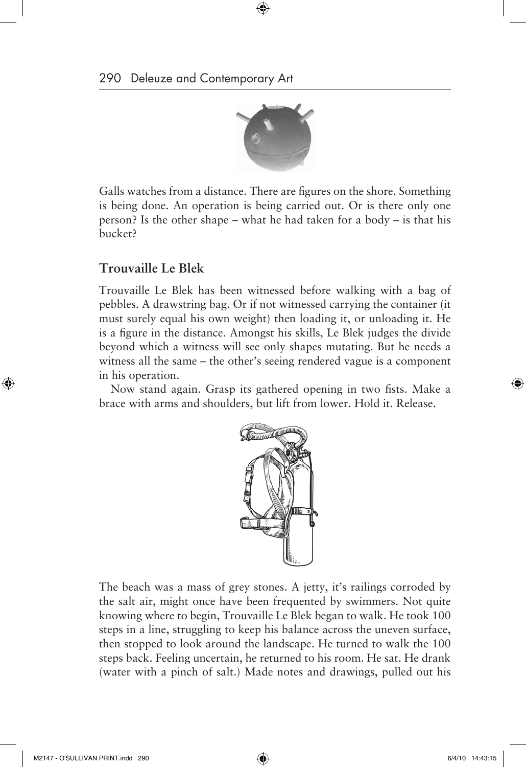Galls watches from a distance. There are figures on the shore. Something is being done. An operation is being carried out. Or is there only one person? Is the other shape – what he had taken for a body – is that his bucket?

## Trouvaille Le Blek

Trouvaille Le Blek has been witnessed before walking with a bag of pebbles. A drawstring bag. Or if not witnessed carrying the container (it must surely equal his own weight) then loading it, or unloading it. He is a figure in the distance. Amongst his skills, Le Blek judges the divide beyond which a witness will see only shapes mutating. But he needs a witness all the same – the other's seeing rendered vague is a component in his operation.

Now stand again. Grasp its gathered opening in two fists. Make a brace with arms and shoulders, but lift from lower. Hold it. Release.

The beach was a mass of grey stones. A jetty, it's railings corroded by the salt air, might once have been frequented by swimmers. Not quite knowing where to begin, Trouvaille Le Blek began to walk. He took 100 steps in a line, struggling to keep his balance across the uneven surface, then stopped to look around the landscape. He turned to walk the 100 steps back. Feeling uncertain, he returned to his room. He sat. He drank (water with a pinch of salt.) Made notes and drawings, pulled out his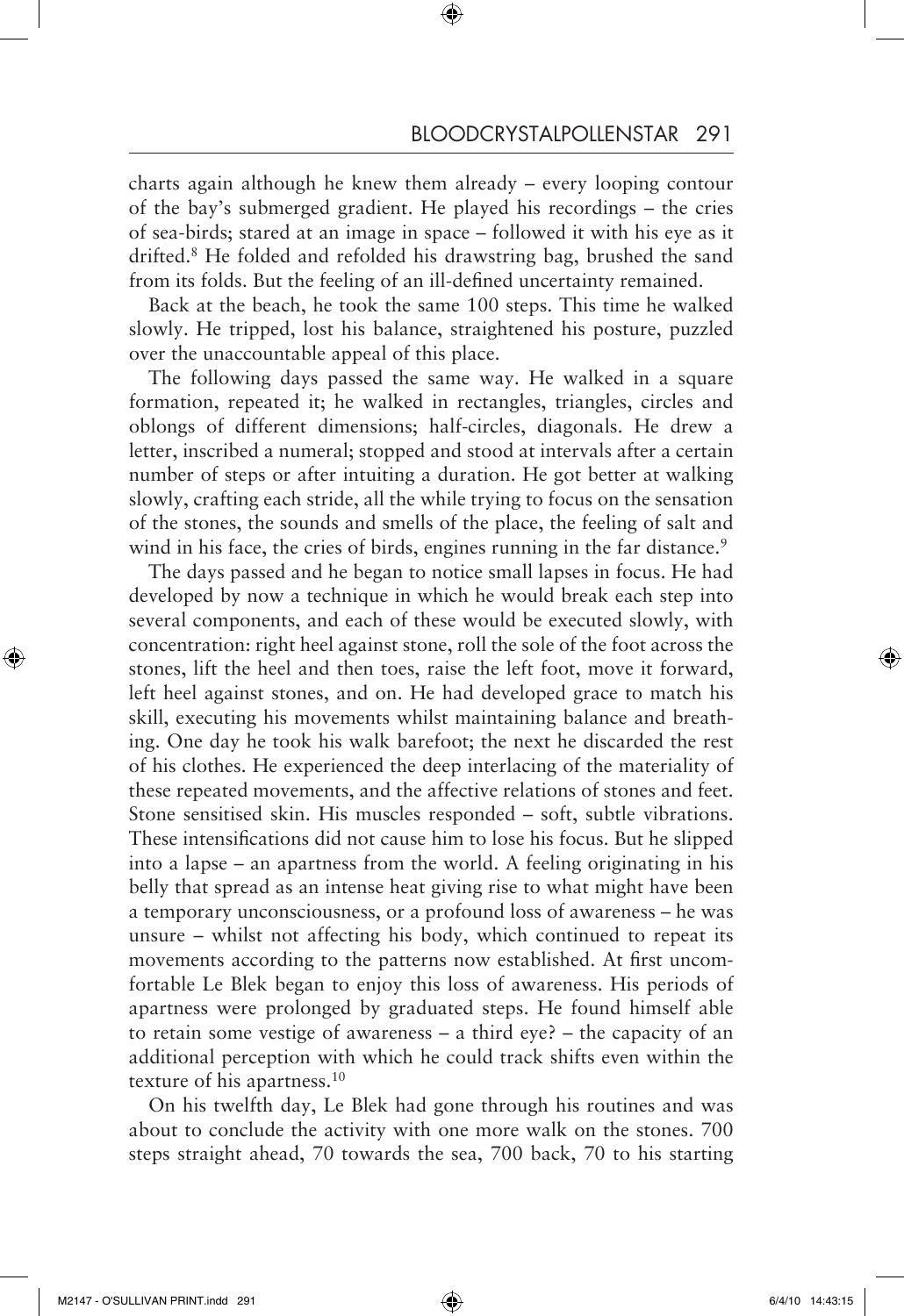charts again although he knew them already – every looping contour of the bay's submerged gradient. He played his recordings – the cries of sea-birds; stared at an image in space – followed it with his eye as it drifted.[8] He folded and refolded his drawstring bag, brushed the sand from its folds. But the feeling of an ill-defined uncertainty remained.

Back at the beach, he took the same 100 steps. This time he walked slowly. He tripped, lost his balance, straightened his posture, puzzled over the unaccountable appeal of this place.

The following days passed the same way. He walked in a square formation, repeated it; he walked in rectangles, triangles, circles and oblongs of different dimensions; half-circles, diagonals. He drew a letter, inscribed a numeral; stopped and stood at intervals after a certain number of steps or after intuiting a duration. He got better at walking slowly, crafting each stride, all the while trying to focus on the sensation of the stones, the sounds and smells of the place, the feeling of salt and wind in his face, the cries of birds, engines running in the far distance.[9]

The days passed and he began to notice small lapses in focus. He had developed by now a technique in which he would break each step into several components, and each of these would be executed slowly, with concentration: right heel against stone, roll the sole of the foot across the stones, lift the heel and then toes, raise the left foot, move it forward, left heel against stones, and on. He had developed grace to match his skill, executing his movements whilst maintaining balance and breathing. One day he took his walk barefoot; the next he discarded the rest of his clothes. He experienced the deep interlacing of the materiality of these repeated movements, and the affective relations of stones and feet. Stone sensitised skin. His muscles responded – soft, subtle vibrations. These intensifications did not cause him to lose his focus. But he slipped into a lapse – an apartness from the world. A feeling originating in his belly that spread as an intense heat giving rise to what might have been a temporary unconsciousness, or a profound loss of awareness – he was unsure – whilst not affecting his body, which continued to repeat its movements according to the patterns now established. At first uncomfortable Le Blek began to enjoy this loss of awareness. His periods of apartness were prolonged by graduated steps. He found himself able to retain some vestige of awareness – a third eye? – the capacity of an additional perception with which he could track shifts even within the texture of his apartness.[10]

On his twelfth day, Le Blek had gone through his routines and was about to conclude the activity with one more walk on the stones. 700 steps straight ahead, 70 towards the sea, 700 back, 70 to his starting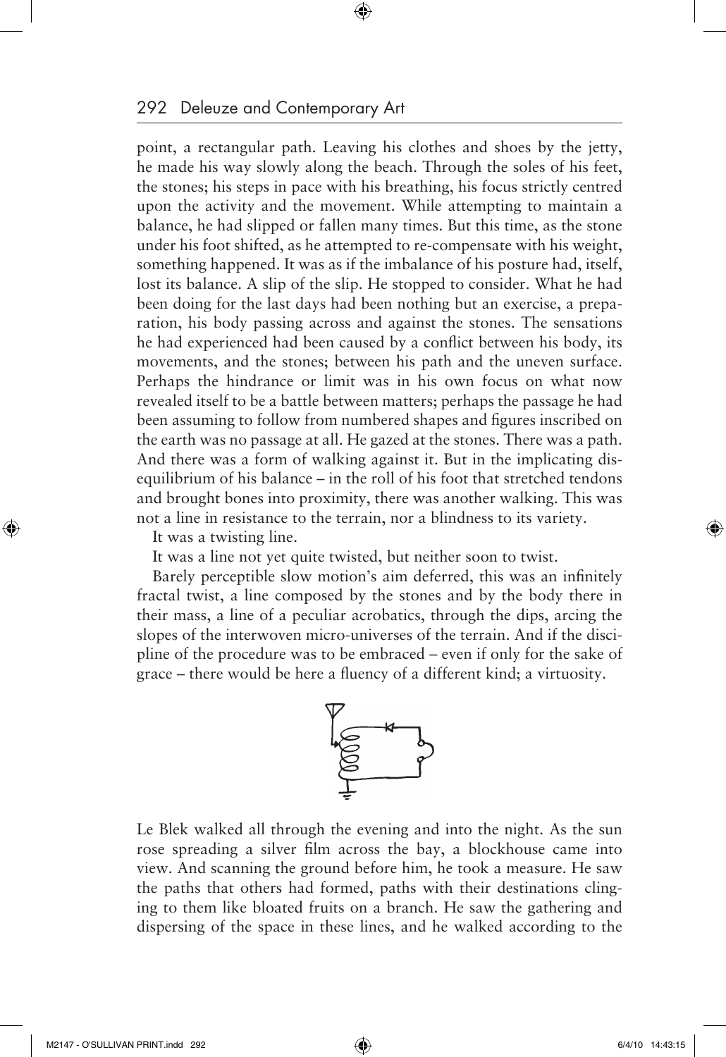point, a rectangular path. Leaving his clothes and shoes by the jetty, he made his way slowly along the beach. Through the soles of his feet, the stones; his steps in pace with his breathing, his focus strictly centred upon the activity and the movement. While attempting to maintain a balance, he had slipped or fallen many times. But this time, as the stone under his foot shifted, as he attempted to re-compensate with his weight, something happened. It was as if the imbalance of his posture had, itself, lost its balance. A slip of the slip. He stopped to consider. What he had been doing for the last days had been nothing but an exercise, a preparation, his body passing across and against the stones. The sensations he had experienced had been caused by a conflict between his body, its movements, and the stones; between his path and the uneven surface. Perhaps the hindrance or limit was in his own focus on what now revealed itself to be a battle between matters; perhaps the passage he had been assuming to follow from numbered shapes and figures inscribed on the earth was no passage at all. He gazed at the stones. There was a path. And there was a form of walking against it. But in the implicating disequilibrium of his balance – in the roll of his foot that stretched tendons and brought bones into proximity, there was another walking. This was not a line in resistance to the terrain, nor a blindness to its variety.

It was a twisting line.

It was a line not yet quite twisted, but neither soon to twist.

Barely perceptible slow motion's aim deferred, this was an infinitely fractal twist, a line composed by the stones and by the body there in their mass, a line of a peculiar acrobatics, through the dips, arcing the slopes of the interwoven micro-universes of the terrain. And if the discipline of the procedure was to be embraced – even if only for the sake of grace – there would be here a fluency of a different kind; a virtuosity.

Le Blek walked all through the evening and into the night. As the sun rose spreading a silver film across the bay, a blockhouse came into view. And scanning the ground before him, he took a measure. He saw the paths that others had formed, paths with their destinations clinging to them like bloated fruits on a branch. He saw the gathering and dispersing of the space in these lines, and he walked according to the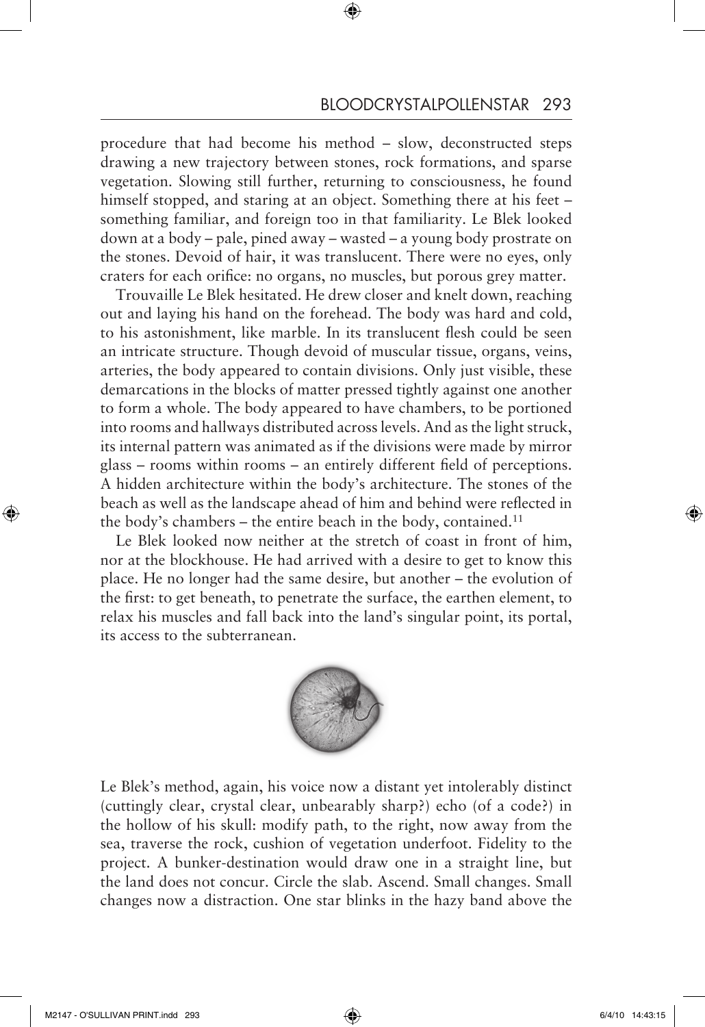procedure that had become his method – slow, deconstructed steps drawing a new trajectory between stones, rock formations, and sparse vegetation. Slowing still further, returning to consciousness, he found himself stopped, and staring at an object. Something there at his feet – something familiar, and foreign too in that familiarity. Le Blek looked down at a body – pale, pined away – wasted – a young body prostrate on the stones. Devoid of hair, it was translucent. There were no eyes, only craters for each orifice: no organs, no muscles, but porous grey matter.

Trouvaille Le Blek hesitated. He drew closer and knelt down, reaching out and laying his hand on the forehead. The body was hard and cold, to his astonishment, like marble. In its translucent flesh could be seen an intricate structure. Though devoid of muscular tissue, organs, veins, arteries, the body appeared to contain divisions. Only just visible, these demarcations in the blocks of matter pressed tightly against one another to form a whole. The body appeared to have chambers, to be portioned into rooms and hallways distributed across levels. And as the light struck, its internal pattern was animated as if the divisions were made by mirror glass – rooms within rooms – an entirely different field of perceptions. A hidden architecture within the body's architecture. The stones of the beach as well as the landscape ahead of him and behind were reflected in the body's chambers – the entire beach in the body, contained.[11]

Le Blek looked now neither at the stretch of coast in front of him, nor at the blockhouse. He had arrived with a desire to get to know this place. He no longer had the same desire, but another – the evolution of the first: to get beneath, to penetrate the surface, the earthen element, to relax his muscles and fall back into the land's singular point, its portal, its access to the subterranean.

Le Blek's method, again, his voice now a distant yet intolerably distinct (cuttingly clear, crystal clear, unbearably sharp?) echo (of a code?) in the hollow of his skull: modify path, to the right, now away from the sea, traverse the rock, cushion of vegetation underfoot. Fidelity to the project. A bunker-destination would draw one in a straight line, but the land does not concur. Circle the slab. Ascend. Small changes. Small changes now a distraction. One star blinks in the hazy band above the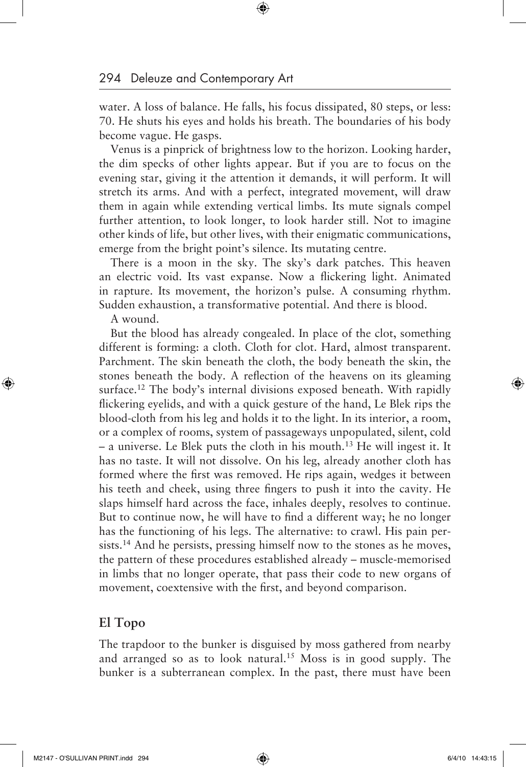water. A loss of balance. He falls, his focus dissipated, 80 steps, or less: 70. He shuts his eyes and holds his breath. The boundaries of his body become vague. He gasps.

Venus is a pinprick of brightness low to the horizon. Looking harder, the dim specks of other lights appear. But if you are to focus on the evening star, giving it the attention it demands, it will perform. It will stretch its arms. And with a perfect, integrated movement, will draw them in again while extending vertical limbs. Its mute signals compel further attention, to look longer, to look harder still. Not to imagine other kinds of life, but other lives, with their enigmatic communications, emerge from the bright point's silence. Its mutating centre.

There is a moon in the sky. The sky's dark patches. This heaven an electric void. Its vast expanse. Now a flickering light. Animated in rapture. Its movement, the horizon's pulse. A consuming rhythm. Sudden exhaustion, a transformative potential. And there is blood.

A wound.

But the blood has already congealed. In place of the clot, something different is forming: a cloth. Cloth for clot. Hard, almost transparent. Parchment. The skin beneath the cloth, the body beneath the skin, the stones beneath the body. A reflection of the heavens on its gleaming surface.[12] The body's internal divisions exposed beneath. With rapidly flickering eyelids, and with a quick gesture of the hand, Le Blek rips the blood-cloth from his leg and holds it to the light. In its interior, a room, or a complex of rooms, system of passageways unpopulated, silent, cold – a universe. Le Blek puts the cloth in his mouth.[13] He will ingest it. It has no taste. It will not dissolve. On his leg, already another cloth has formed where the first was removed. He rips again, wedges it between his teeth and cheek, using three fingers to push it into the cavity. He slaps himself hard across the face, inhales deeply, resolves to continue. But to continue now, he will have to find a different way; he no longer has the functioning of his legs. The alternative: to crawl. His pain persists.[14] And he persists, pressing himself now to the stones as he moves, the pattern of these procedures established already – muscle-memorised in limbs that no longer operate, that pass their code to new organs of movement, coextensive with the first, and beyond comparison.

## El Topo

The trapdoor to the bunker is disguised by moss gathered from nearby and arranged so as to look natural.[15] Moss is in good supply. The bunker is a subterranean complex. In the past, there must have been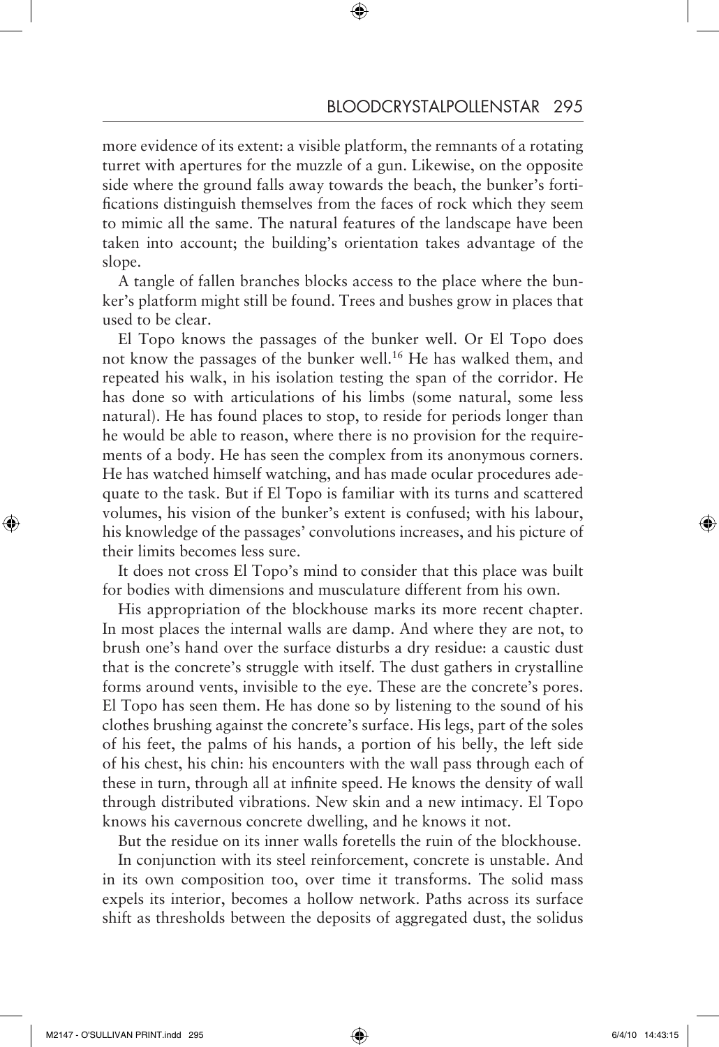more evidence of its extent: a visible platform, the remnants of a rotating turret with apertures for the muzzle of a gun. Likewise, on the opposite side where the ground falls away towards the beach, the bunker's fortifications distinguish themselves from the faces of rock which they seem to mimic all the same. The natural features of the landscape have been taken into account; the building's orientation takes advantage of the slope.

A tangle of fallen branches blocks access to the place where the bunker's platform might still be found. Trees and bushes grow in places that used to be clear.

El Topo knows the passages of the bunker well. Or El Topo does not know the passages of the bunker well.[16] He has walked them, and repeated his walk, in his isolation testing the span of the corridor. He has done so with articulations of his limbs (some natural, some less natural). He has found places to stop, to reside for periods longer than he would be able to reason, where there is no provision for the requirements of a body. He has seen the complex from its anonymous corners. He has watched himself watching, and has made ocular procedures adequate to the task. But if El Topo is familiar with its turns and scattered volumes, his vision of the bunker's extent is confused; with his labour, his knowledge of the passages' convolutions increases, and his picture of their limits becomes less sure.

It does not cross El Topo's mind to consider that this place was built for bodies with dimensions and musculature different from his own.

His appropriation of the blockhouse marks its more recent chapter. In most places the internal walls are damp. And where they are not, to brush one's hand over the surface disturbs a dry residue: a caustic dust that is the concrete's struggle with itself. The dust gathers in crystalline forms around vents, invisible to the eye. These are the concrete's pores. El Topo has seen them. He has done so by listening to the sound of his clothes brushing against the concrete's surface. His legs, part of the soles of his feet, the palms of his hands, a portion of his belly, the left side of his chest, his chin: his encounters with the wall pass through each of these in turn, through all at infinite speed. He knows the density of wall through distributed vibrations. New skin and a new intimacy. El Topo knows his cavernous concrete dwelling, and he knows it not.

But the residue on its inner walls foretells the ruin of the blockhouse.

In conjunction with its steel reinforcement, concrete is unstable. And in its own composition too, over time it transforms. The solid mass expels its interior, becomes a hollow network. Paths across its surface shift as thresholds between the deposits of aggregated dust, the solidus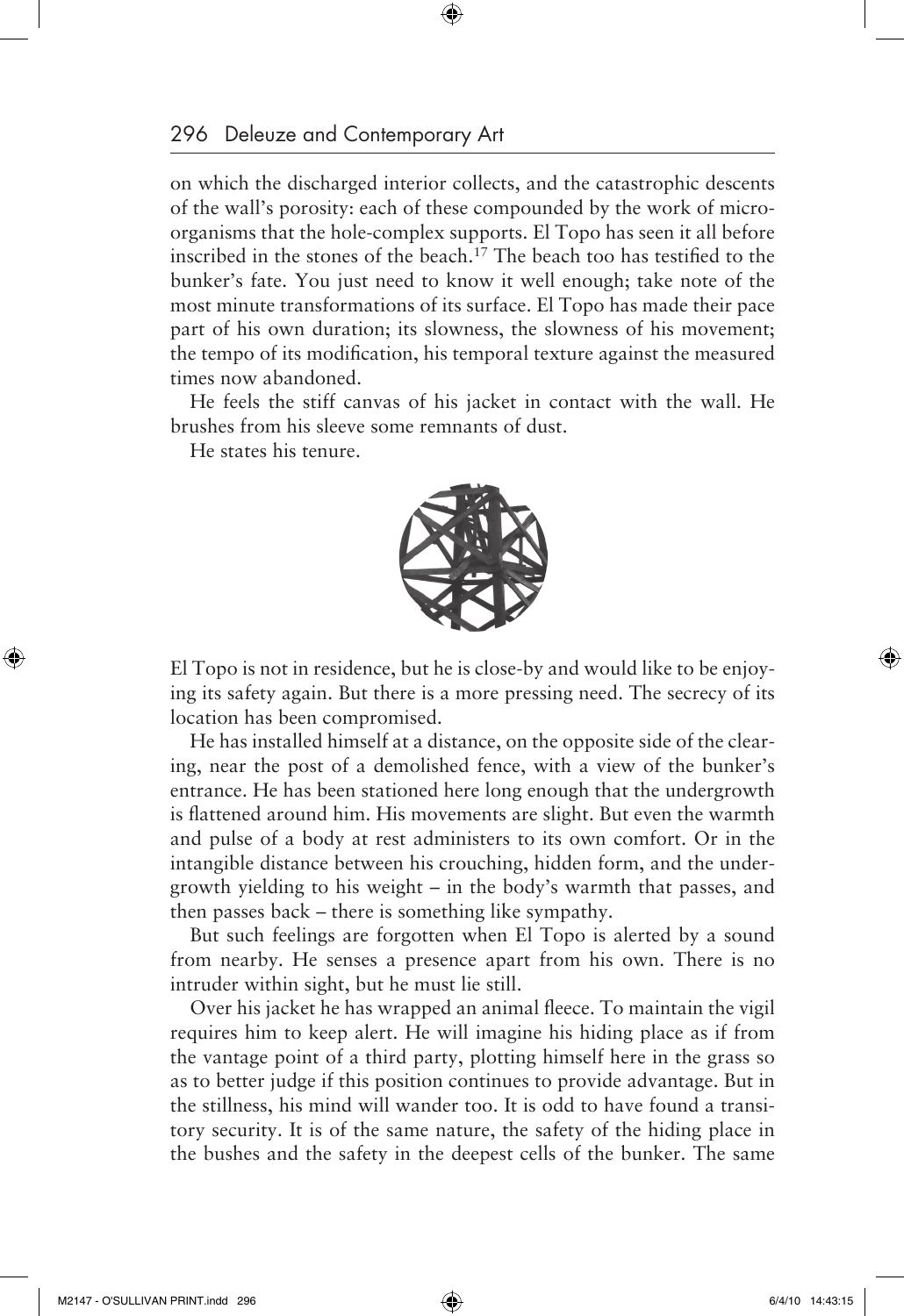on which the discharged interior collects, and the catastrophic descents of the wall's porosity: each of these compounded by the work of micro-organisms that the hole-complex supports. El Topo has seen it all before inscribed in the stones of the beach.[17] The beach too has testified to the bunker's fate. You just need to know it well enough; take note of the most minute transformations of its surface. El Topo has made their pace part of his own duration; its slowness, the slowness of his movement; the tempo of its modification, his temporal texture against the measured times now abandoned.

He feels the stiff canvas of his jacket in contact with the wall. He brushes from his sleeve some remnants of dust.

He states his tenure.

El Topo is not in residence, but he is close-by and would like to be enjoying its safety again. But there is a more pressing need. The secrecy of its location has been compromised.

He has installed himself at a distance, on the opposite side of the clearing, near the post of a demolished fence, with a view of the bunker's entrance. He has been stationed here long enough that the undergrowth is flattened around him. His movements are slight. But even the warmth and pulse of a body at rest administers to its own comfort. Or in the intangible distance between his crouching, hidden form, and the undergrowth yielding to his weight – in the body's warmth that passes, and then passes back – there is something like sympathy.

But such feelings are forgotten when El Topo is alerted by a sound from nearby. He senses a presence apart from his own. There is no intruder within sight, but he must lie still.

Over his jacket he has wrapped an animal fleece. To maintain the vigil requires him to keep alert. He will imagine his hiding place as if from the vantage point of a third party, plotting himself here in the grass so as to better judge if this position continues to provide advantage. But in the stillness, his mind will wander too. It is odd to have found a transitory security. It is of the same nature, the safety of the hiding place in the bushes and the safety in the deepest cells of the bunker. The same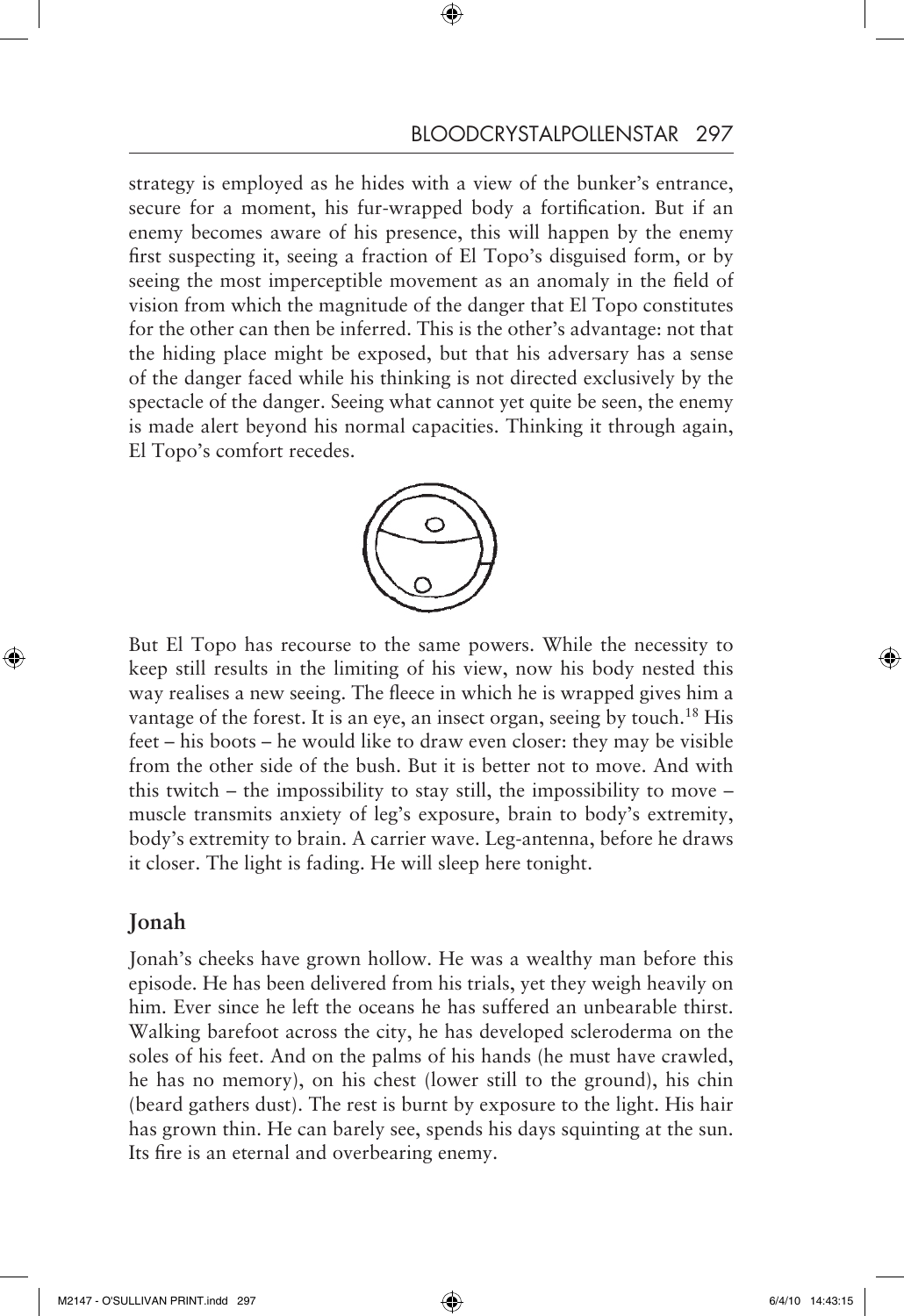strategy is employed as he hides with a view of the bunker's entrance, secure for a moment, his fur-wrapped body a fortification. But if an enemy becomes aware of his presence, this will happen by the enemy first suspecting it, seeing a fraction of El Topo's disguised form, or by seeing the most imperceptible movement as an anomaly in the field of vision from which the magnitude of the danger that El Topo constitutes for the other can then be inferred. This is the other's advantage: not that the hiding place might be exposed, but that his adversary has a sense of the danger faced while his thinking is not directed exclusively by the spectacle of the danger. Seeing what cannot yet quite be seen, the enemy is made alert beyond his normal capacities. Thinking it through again, El Topo's comfort recedes.

But El Topo has recourse to the same powers. While the necessity to keep still results in the limiting of his view, now his body nested this way realises a new seeing. The fleece in which he is wrapped gives him a vantage of the forest. It is an eye, an insect organ, seeing by touch.[18] His feet – his boots – he would like to draw even closer: they may be visible from the other side of the bush. But it is better not to move. And with this twitch – the impossibility to stay still, the impossibility to move – muscle transmits anxiety of leg's exposure, brain to body's extremity, body's extremity to brain. A carrier wave. Leg-antenna, before he draws it closer. The light is fading. He will sleep here tonight.

## Jonah

Jonah's cheeks have grown hollow. He was a wealthy man before this episode. He has been delivered from his trials, yet they weigh heavily on him. Ever since he left the oceans he has suffered an unbearable thirst. Walking barefoot across the city, he has developed scleroderma on the soles of his feet. And on the palms of his hands (he must have crawled, he has no memory), on his chest (lower still to the ground), his chin (beard gathers dust). The rest is burnt by exposure to the light. His hair has grown thin. He can barely see, spends his days squinting at the sun. Its fire is an eternal and overbearing enemy.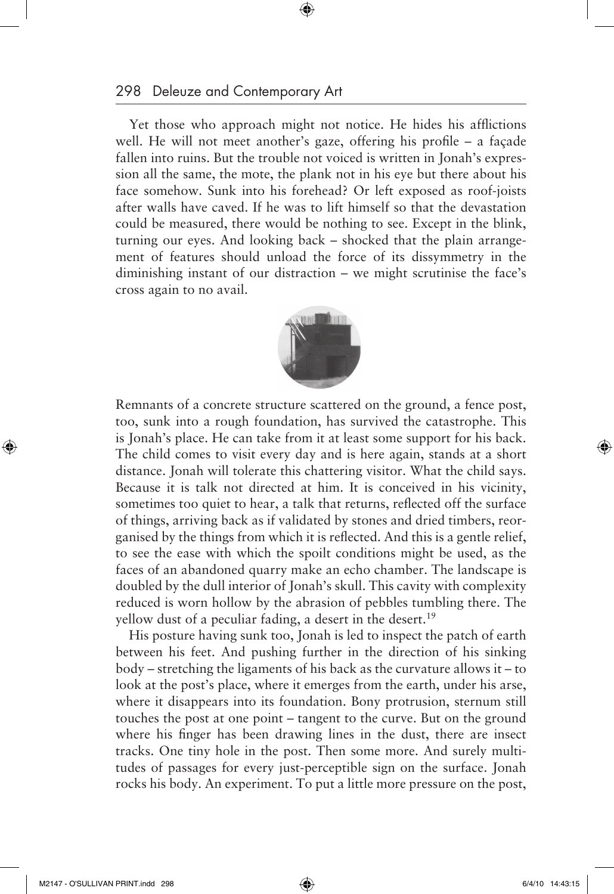Yet those who approach might not notice. He hides his afflictions well. He will not meet another's gaze, offering his profile – a façade fallen into ruins. But the trouble not voiced is written in Jonah's expression all the same, the mote, the plank not in his eye but there about his face somehow. Sunk into his forehead? Or left exposed as roof-joists after walls have caved. If he was to lift himself so that the devastation could be measured, there would be nothing to see. Except in the blink, turning our eyes. And looking back – shocked that the plain arrangement of features should unload the force of its dissymmetry in the diminishing instant of our distraction – we might scrutinise the face's cross again to no avail.

Remnants of a concrete structure scattered on the ground, a fence post, too, sunk into a rough foundation, has survived the catastrophe. This is Jonah's place. He can take from it at least some support for his back. The child comes to visit every day and is here again, stands at a short distance. Jonah will tolerate this chattering visitor. What the child says. Because it is talk not directed at him. It is conceived in his vicinity, sometimes too quiet to hear, a talk that returns, reflected off the surface of things, arriving back as if validated by stones and dried timbers, reorganised by the things from which it is reflected. And this is a gentle relief, to see the ease with which the spoilt conditions might be used, as the faces of an abandoned quarry make an echo chamber. The landscape is doubled by the dull interior of Jonah's skull. This cavity with complexity reduced is worn hollow by the abrasion of pebbles tumbling there. The yellow dust of a peculiar fading, a desert in the desert.[19]

His posture having sunk too, Jonah is led to inspect the patch of earth between his feet. And pushing further in the direction of his sinking body – stretching the ligaments of his back as the curvature allows it – to look at the post's place, where it emerges from the earth, under his arse, where it disappears into its foundation. Bony protrusion, sternum still touches the post at one point – tangent to the curve. But on the ground where his finger has been drawing lines in the dust, there are insect tracks. One tiny hole in the post. Then some more. And surely multitudes of passages for every just-perceptible sign on the surface. Jonah rocks his body. An experiment. To put a little more pressure on the post,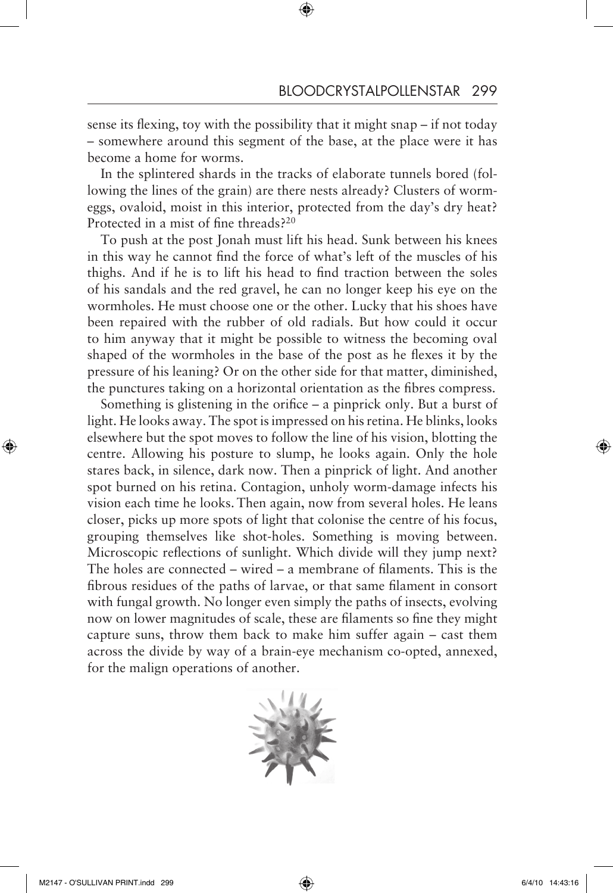sense its flexing, toy with the possibility that it might snap – if not today – somewhere around this segment of the base, at the place were it has become a home for worms.

In the splintered shards in the tracks of elaborate tunnels bored (following the lines of the grain) are there nests already? Clusters of worm-eggs, ovaloid, moist in this interior, protected from the day's dry heat? Protected in a mist of fine threads?[20]

To push at the post Jonah must lift his head. Sunk between his knees in this way he cannot find the force of what's left of the muscles of his thighs. And if he is to lift his head to find traction between the soles of his sandals and the red gravel, he can no longer keep his eye on the wormholes. He must choose one or the other. Lucky that his shoes have been repaired with the rubber of old radials. But how could it occur to him anyway that it might be possible to witness the becoming oval shaped of the wormholes in the base of the post as he flexes it by the pressure of his leaning? Or on the other side for that matter, diminished, the punctures taking on a horizontal orientation as the fibres compress.

Something is glistening in the orifice – a pinprick only. But a burst of light. He looks away. The spot is impressed on his retina. He blinks, looks elsewhere but the spot moves to follow the line of his vision, blotting the centre. Allowing his posture to slump, he looks again. Only the hole stares back, in silence, dark now. Then a pinprick of light. And another spot burned on his retina. Contagion, unholy worm-damage infects his vision each time he looks. Then again, now from several holes. He leans closer, picks up more spots of light that colonise the centre of his focus, grouping themselves like shot-holes. Something is moving between. Microscopic reflections of sunlight. Which divide will they jump next? The holes are connected – wired – a membrane of filaments. This is the fibrous residues of the paths of larvae, or that same filament in consort with fungal growth. No longer even simply the paths of insects, evolving now on lower magnitudes of scale, these are filaments so fine they might capture suns, throw them back to make him suffer again – cast them across the divide by way of a brain-eye mechanism co-opted, annexed, for the malign operations of another.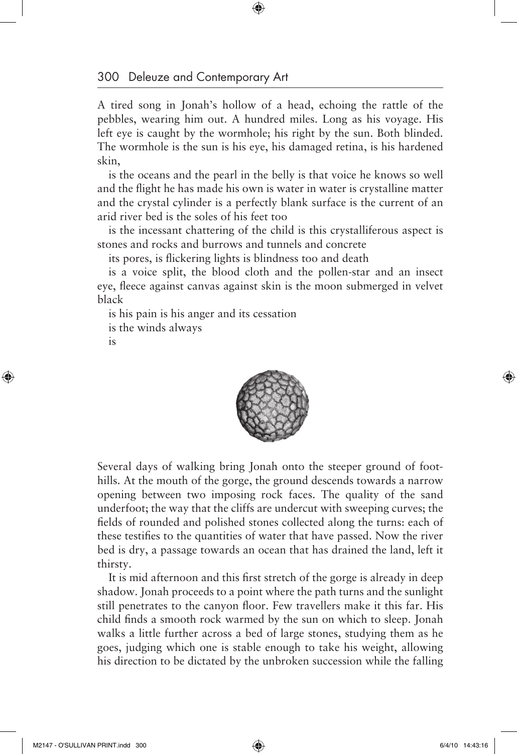A tired song in Jonah's hollow of a head, echoing the rattle of the pebbles, wearing him out. A hundred miles. Long as his voyage. His left eye is caught by the wormhole; his right by the sun. Both blinded. The wormhole is the sun is his eye, his damaged retina, is his hardened skin,

is the oceans and the pearl in the belly is that voice he knows so well and the flight he has made his own is water in water is crystalline matter and the crystal cylinder is a perfectly blank surface is the current of an arid river bed is the soles of his feet too

is the incessant chattering of the child is this crystalliferous aspect is stones and rocks and burrows and tunnels and concrete

its pores, is flickering lights is blindness too and death

is a voice split, the blood cloth and the pollen-star and an insect eye, fleece against canvas against skin is the moon submerged in velvet black

is his pain is his anger and its cessation

is the winds always

is

Several days of walking bring Jonah onto the steeper ground of foothills. At the mouth of the gorge, the ground descends towards a narrow opening between two imposing rock faces. The quality of the sand underfoot; the way that the cliffs are undercut with sweeping curves; the fields of rounded and polished stones collected along the turns: each of these testifies to the quantities of water that have passed. Now the river bed is dry, a passage towards an ocean that has drained the land, left it thirsty.

It is mid afternoon and this first stretch of the gorge is already in deep shadow. Jonah proceeds to a point where the path turns and the sunlight still penetrates to the canyon floor. Few travellers make it this far. His child finds a smooth rock warmed by the sun on which to sleep. Jonah walks a little further across a bed of large stones, studying them as he goes, judging which one is stable enough to take his weight, allowing his direction to be dictated by the unbroken succession while the falling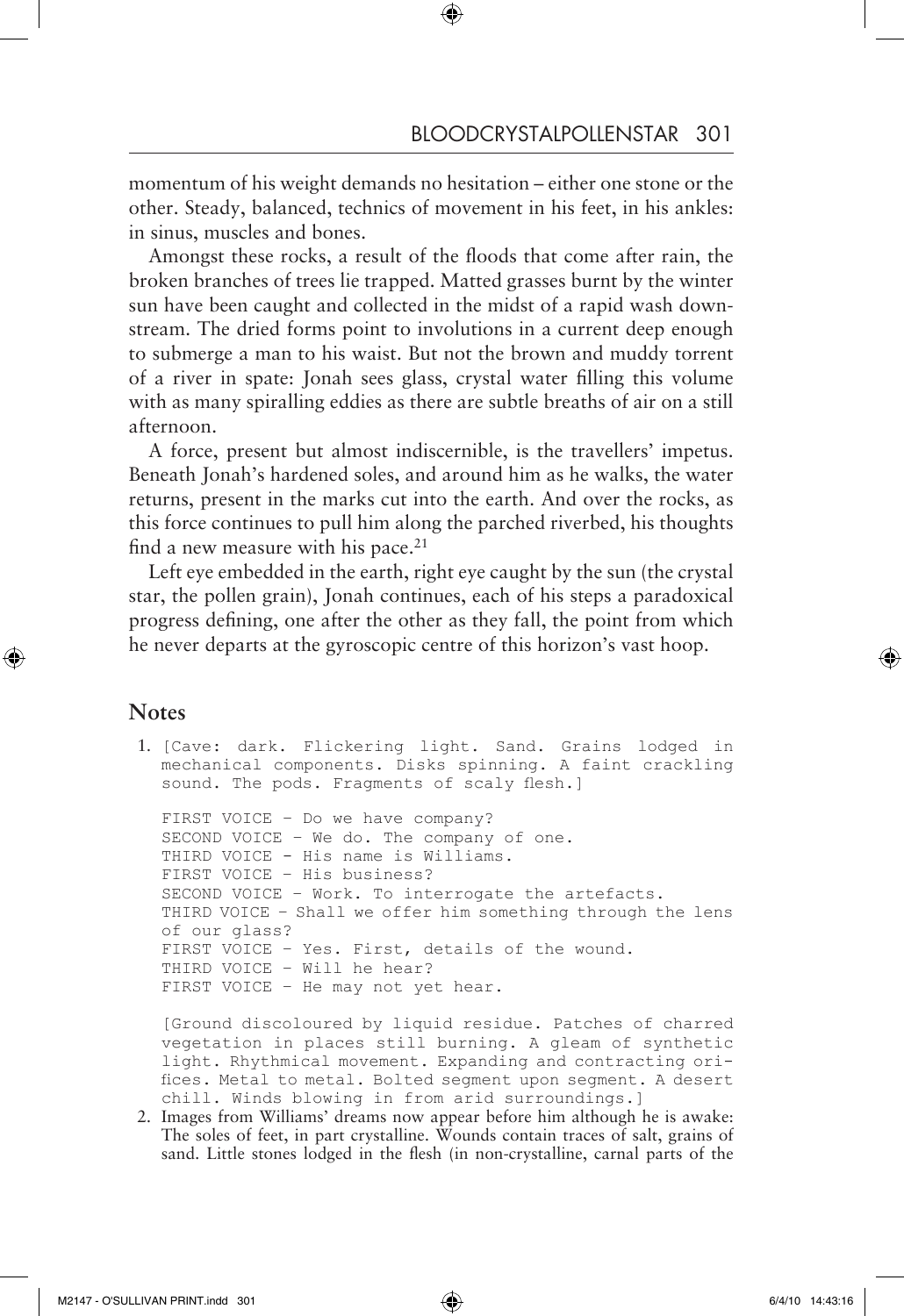momentum of his weight demands no hesitation – either one stone or the other. Steady, balanced, technics of movement in his feet, in his ankles: in sinus, muscles and bones.

Amongst these rocks, a result of the floods that come after rain, the broken branches of trees lie trapped. Matted grasses burnt by the winter sun have been caught and collected in the midst of a rapid wash downstream. The dried forms point to involutions in a current deep enough to submerge a man to his waist. But not the brown and muddy torrent of a river in spate: Jonah sees glass, crystal water filling this volume with as many spiralling eddies as there are subtle breaths of air on a still afternoon.

A force, present but almost indiscernible, is the travellers' impetus. Beneath Jonah's hardened soles, and around him as he walks, the water returns, present in the marks cut into the earth. And over the rocks, as this force continues to pull him along the parched riverbed, his thoughts find a new measure with his pace.[21]

Left eye embedded in the earth, right eye caught by the sun (the crystal star, the pollen grain), Jonah continues, each of his steps a paradoxical progress defining, one after the other as they fall, the point from which he never departs at the gyroscopic centre of this horizon's vast hoop.

## Notes

1. [Cave: dark. Flickering light. Sand. Grains lodged in mechanical components. Disks spinning. A faint crackling sound. The pods. Fragments of scaly flesh.]

   FIRST VOICE – Do we have company?
   SECOND VOICE – We do. The company of one.
   THIRD VOICE - His name is Williams.
   FIRST VOICE – His business?
   SECOND VOICE – Work. To interrogate the artefacts.
   THIRD VOICE – Shall we offer him something through the lens of our glass?
   FIRST VOICE – Yes. First, details of the wound.
   THIRD VOICE – Will he hear?
   FIRST VOICE – He may not yet hear.

   [Ground discoloured by liquid residue. Patches of charred vegetation in places still burning. A gleam of synthetic light. Rhythmical movement. Expanding and contracting orifices. Metal to metal. Bolted segment upon segment. A desert chill. Winds blowing in from arid surroundings.]

2. Images from Williams' dreams now appear before him although he is awake: The soles of feet, in part crystalline. Wounds contain traces of salt, grains of sand. Little stones lodged in the flesh (in non-crystalline, carnal parts of the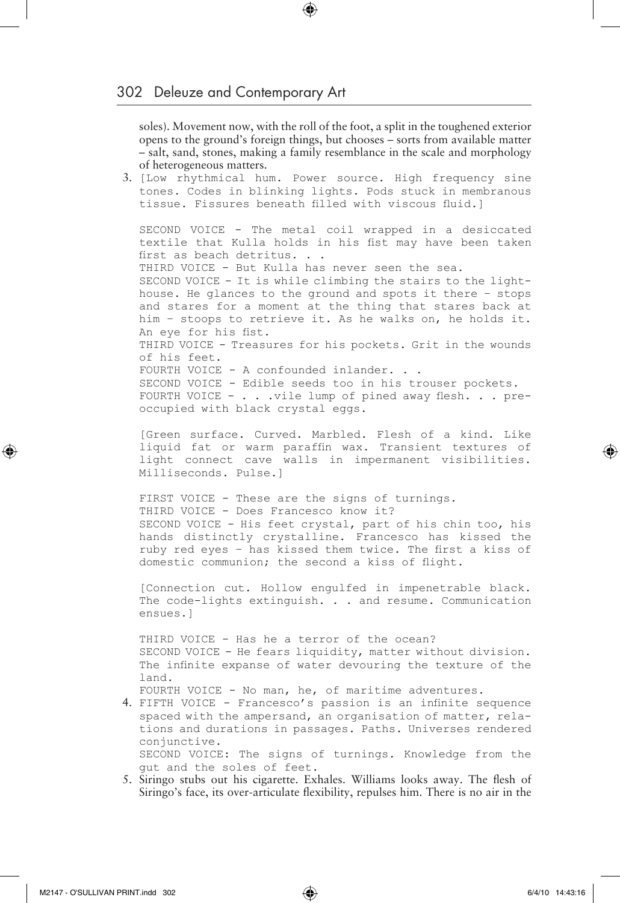soles). Movement now, with the roll of the foot, a split in the toughened exterior opens to the ground's foreign things, but chooses – sorts from available matter – salt, sand, stones, making a family resemblance in the scale and morphology of heterogeneous matters.

3. [Low rhythmical hum. Power source. High frequency sine tones. Codes in blinking lights. Pods stuck in membranous tissue. Fissures beneath filled with viscous fluid.]

   SECOND VOICE - The metal coil wrapped in a desiccated textile that Kulla holds in his fist may have been taken first as beach detritus. . .
   THIRD VOICE - But Kulla has never seen the sea.
   SECOND VOICE - It is while climbing the stairs to the lighthouse. He glances to the ground and spots it there – stops and stares for a moment at the thing that stares back at him – stoops to retrieve it. As he walks on, he holds it. An eye for his fist.
   THIRD VOICE - Treasures for his pockets. Grit in the wounds of his feet.
   FOURTH VOICE - A confounded inlander. . .
   SECOND VOICE - Edible seeds too in his trouser pockets.
   FOURTH VOICE - . . .vile lump of pined away flesh. . . preoccupied with black crystal eggs.

   [Green surface. Curved. Marbled. Flesh of a kind. Like liquid fat or warm paraffin wax. Transient textures of light connect cave walls in impermanent visibilities. Milliseconds. Pulse.]

   FIRST VOICE - These are the signs of turnings.
   THIRD VOICE - Does Francesco know it?
   SECOND VOICE - His feet crystal, part of his chin too, his hands distinctly crystalline. Francesco has kissed the ruby red eyes – has kissed them twice. The first a kiss of domestic communion; the second a kiss of flight.

   [Connection cut. Hollow engulfed in impenetrable black. The code-lights extinguish. . . and resume. Communication ensues.]

   THIRD VOICE - Has he a terror of the ocean?
   SECOND VOICE - He fears liquidity, matter without division. The infinite expanse of water devouring the texture of the land.
   FOURTH VOICE - No man, he, of maritime adventures.

4. FIFTH VOICE - Francesco's passion is an infinite sequence spaced with the ampersand, an organisation of matter, relations and durations in passages. Paths. Universes rendered conjunctive.
   SECOND VOICE: The signs of turnings. Knowledge from the gut and the soles of feet.

5. Siringo stubs out his cigarette. Exhales. Williams looks away. The flesh of Siringo's face, its over-articulate flexibility, repulses him. There is no air in the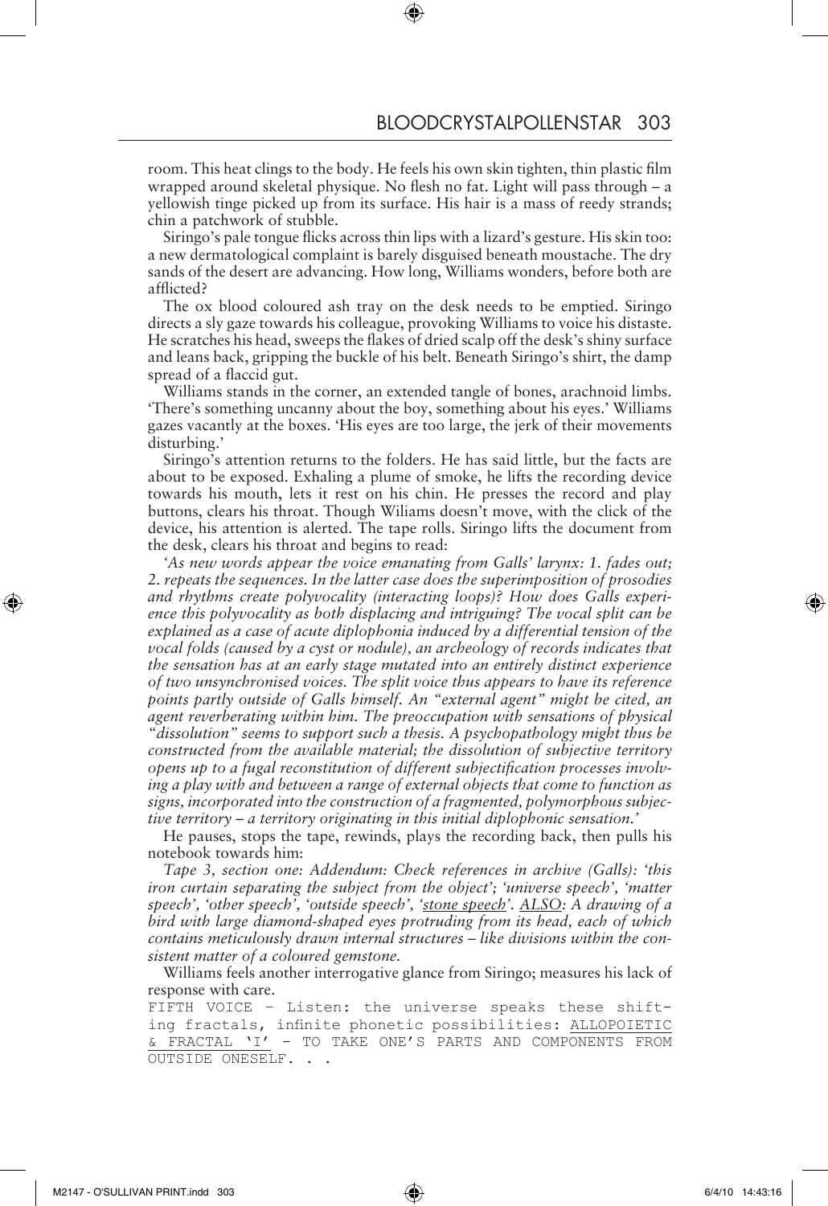room. This heat clings to the body. He feels his own skin tighten, thin plastic film wrapped around skeletal physique. No flesh no fat. Light will pass through – a yellowish tinge picked up from its surface. His hair is a mass of reedy strands; chin a patchwork of stubble.

Siringo's pale tongue flicks across thin lips with a lizard's gesture. His skin too: a new dermatological complaint is barely disguised beneath moustache. The dry sands of the desert are advancing. How long, Williams wonders, before both are afflicted?

The ox blood coloured ash tray on the desk needs to be emptied. Siringo directs a sly gaze towards his colleague, provoking Williams to voice his distaste. He scratches his head, sweeps the flakes of dried scalp off the desk's shiny surface and leans back, gripping the buckle of his belt. Beneath Siringo's shirt, the damp spread of a flaccid gut.

Williams stands in the corner, an extended tangle of bones, arachnoid limbs. 'There's something uncanny about the boy, something about his eyes.' Williams gazes vacantly at the boxes. 'His eyes are too large, the jerk of their movements disturbing.'

Siringo's attention returns to the folders. He has said little, but the facts are about to be exposed. Exhaling a plume of smoke, he lifts the recording device towards his mouth, lets it rest on his chin. He presses the record and play buttons, clears his throat. Though Wiliams doesn't move, with the click of the device, his attention is alerted. The tape rolls. Siringo lifts the document from the desk, clears his throat and begins to read:

*'As new words appear the voice emanating from Galls' larynx: 1. fades out; 2. repeats the sequences. In the latter case does the superimposition of prosodies and rhythms create polyvocality (interacting loops)? How does Galls experience this polyvocality as both displacing and intriguing? The vocal split can be explained as a case of acute diplophonia induced by a differential tension of the vocal folds (caused by a cyst or nodule), an archeology of records indicates that the sensation has at an early stage mutated into an entirely distinct experience of two unsynchronised voices. The split voice thus appears to have its reference points partly outside of Galls himself. An "external agent" might be cited, an agent reverberating within him. The preoccupation with sensations of physical "dissolution" seems to support such a thesis. A psychopathology might thus be constructed from the available material; the dissolution of subjective territory opens up to a fugal reconstitution of different subjectification processes involving a play with and between a range of external objects that come to function as signs, incorporated into the construction of a fragmented, polymorphous subjective territory – a territory originating in this initial diplophonic sensation.'*

He pauses, stops the tape, rewinds, plays the recording back, then pulls his notebook towards him:

*Tape 3, section one: Addendum: Check references in archive (Galls): 'this iron curtain separating the subject from the object'; 'universe speech', 'matter speech', 'other speech', 'outside speech', '<u>stone speech</u>'. <u>ALSO</u>: A drawing of a bird with large diamond-shaped eyes protruding from its head, each of which contains meticulously drawn internal structures – like divisions within the consistent matter of a coloured gemstone.*

Williams feels another interrogative glance from Siringo; measures his lack of response with care.

`FIFTH VOICE – Listen: the universe speaks these shifting fractals, infinite phonetic possibilities:` <u>`ALLOPOIETIC & FRACTAL 'I' – TO TAKE ONE'S PARTS AND COMPONENTS FROM OUTSIDE ONESELF`</u>`. . .`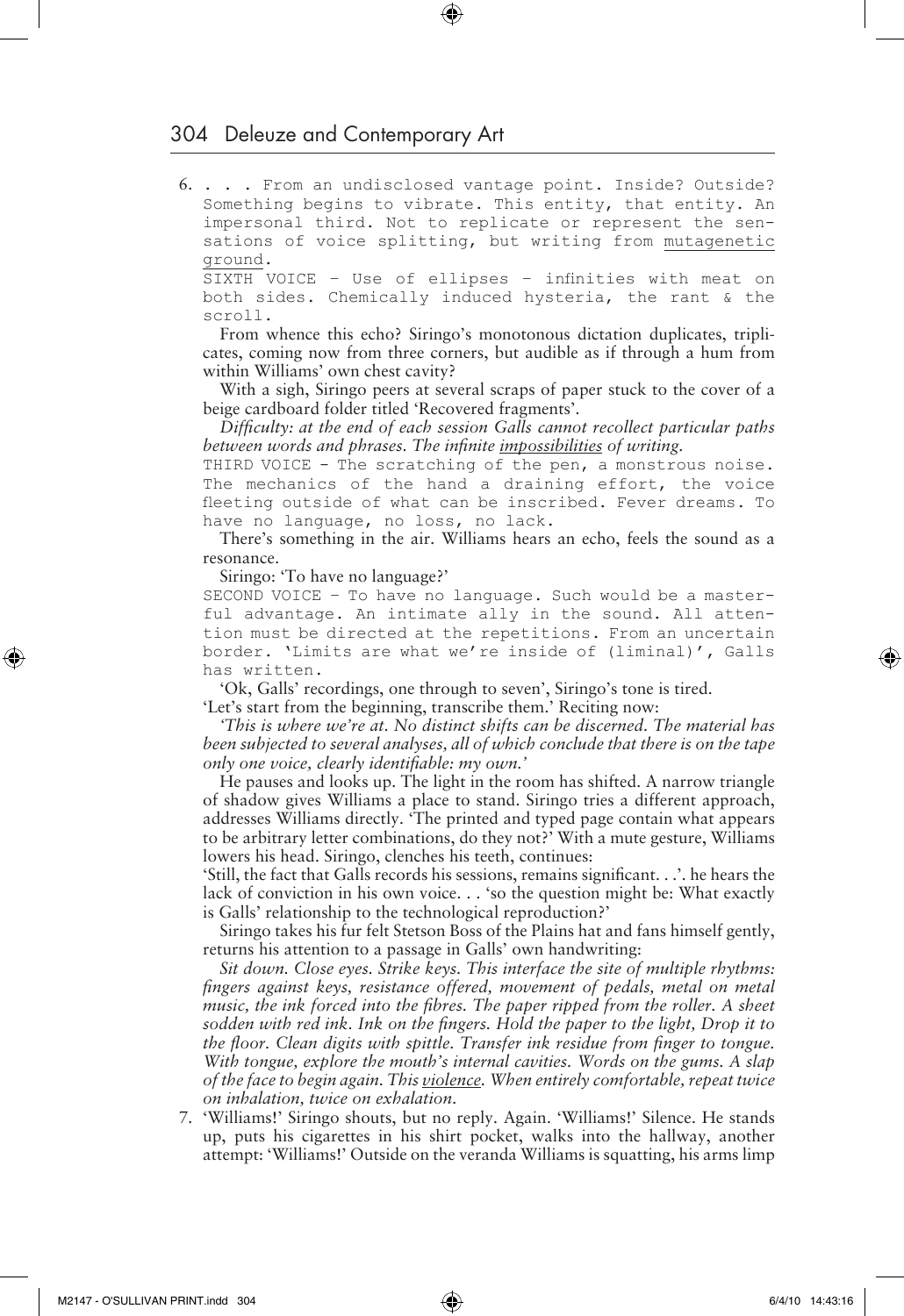6. . . . From an undisclosed vantage point. Inside? Outside? Something begins to vibrate. This entity, that entity. An impersonal third. Not to replicate or represent the sensations of voice splitting, but writing from <u>mutagenetic ground</u>.

   SIXTH VOICE – Use of ellipses – infinities with meat on both sides. Chemically induced hysteria, the rant & the scroll.

   From whence this echo? Siringo's monotonous dictation duplicates, triplicates, coming now from three corners, but audible as if through a hum from within Williams' own chest cavity?

   With a sigh, Siringo peers at several scraps of paper stuck to the cover of a beige cardboard folder titled 'Recovered fragments'.

   *Difficulty: at the end of each session Galls cannot recollect particular paths between words and phrases. The infinite <u>impossibilities</u> of writing.*

   THIRD VOICE - The scratching of the pen, a monstrous noise. The mechanics of the hand a draining effort, the voice fleeting outside of what can be inscribed. Fever dreams. To have no language, no loss, no lack.

   There's something in the air. Williams hears an echo, feels the sound as a resonance.

   Siringo: 'To have no language?'

   SECOND VOICE – To have no language. Such would be a masterful advantage. An intimate ally in the sound. All attention must be directed at the repetitions. From an uncertain border. 'Limits are what we're inside of (liminal)', Galls has written.

   'Ok, Galls' recordings, one through to seven', Siringo's tone is tired. 'Let's start from the beginning, transcribe them.' Reciting now:

   *'This is where we're at. No distinct shifts can be discerned. The material has been subjected to several analyses, all of which conclude that there is on the tape only one voice, clearly identifiable: my own.'*

   He pauses and looks up. The light in the room has shifted. A narrow triangle of shadow gives Williams a place to stand. Siringo tries a different approach, addresses Williams directly. 'The printed and typed page contain what appears to be arbitrary letter combinations, do they not?' With a mute gesture, Williams lowers his head. Siringo, clenches his teeth, continues:

   'Still, the fact that Galls records his sessions, remains significant. . .'. he hears the lack of conviction in his own voice. . . 'so the question might be: What exactly is Galls' relationship to the technological reproduction?'

   Siringo takes his fur felt Stetson Boss of the Plains hat and fans himself gently, returns his attention to a passage in Galls' own handwriting:

   *Sit down. Close eyes. Strike keys. This interface the site of multiple rhythms: fingers against keys, resistance offered, movement of pedals, metal on metal music, the ink forced into the fibres. The paper ripped from the roller. A sheet sodden with red ink. Ink on the fingers. Hold the paper to the light, Drop it to the floor. Clean digits with spittle. Transfer ink residue from finger to tongue. With tongue, explore the mouth's internal cavities. Words on the gums. A slap of the face to begin again. This <u>violence</u>. When entirely comfortable, repeat twice on inhalation, twice on exhalation.*

7. 'Williams!' Siringo shouts, but no reply. Again. 'Williams!' Silence. He stands up, puts his cigarettes in his shirt pocket, walks into the hallway, another attempt: 'Williams!' Outside on the veranda Williams is squatting, his arms limp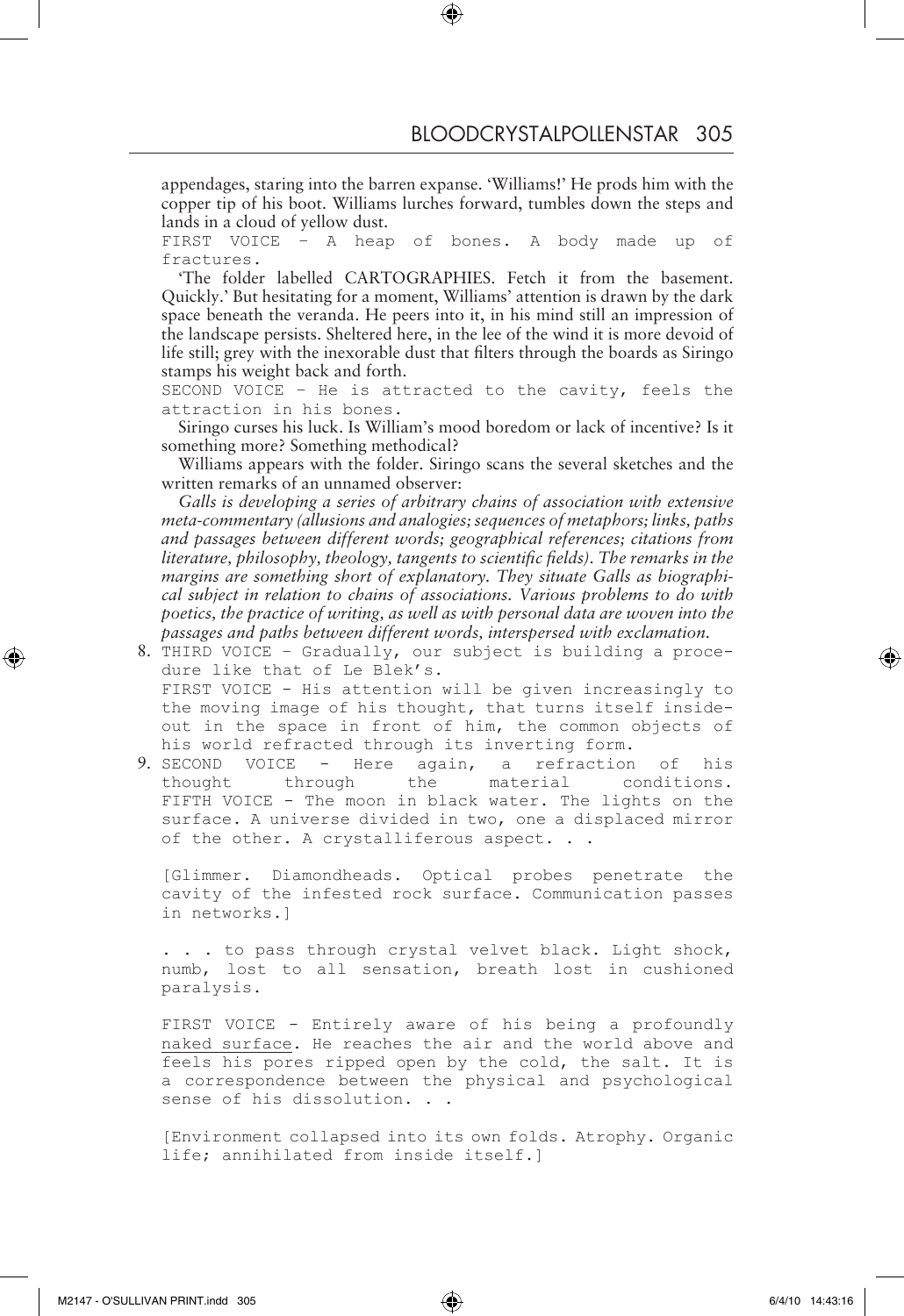appendages, staring into the barren expanse. 'Williams!' He prods him with the copper tip of his boot. Williams lurches forward, tumbles down the steps and lands in a cloud of yellow dust.

```
FIRST VOICE – A heap of bones. A body made up of fractures.
```

'The folder labelled CARTOGRAPHIES. Fetch it from the basement. Quickly.' But hesitating for a moment, Williams' attention is drawn by the dark space beneath the veranda. He peers into it, in his mind still an impression of the landscape persists. Sheltered here, in the lee of the wind it is more devoid of life still; grey with the inexorable dust that filters through the boards as Siringo stamps his weight back and forth.

```
SECOND VOICE – He is attracted to the cavity, feels the attraction in his bones.
```

Siringo curses his luck. Is William's mood boredom or lack of incentive? Is it something more? Something methodical?

Williams appears with the folder. Siringo scans the several sketches and the written remarks of an unnamed observer:

*Galls is developing a series of arbitrary chains of association with extensive meta-commentary (allusions and analogies; sequences of metaphors; links, paths and passages between different words; geographical references; citations from literature, philosophy, theology, tangents to scientific fields). The remarks in the margins are something short of explanatory. They situate Galls as biographical subject in relation to chains of associations. Various problems to do with poetics, the practice of writing, as well as with personal data are woven into the passages and paths between different words, interspersed with exclamation.*

```
8. THIRD VOICE – Gradually, our subject is building a procedure like that of Le Blek's.
   FIRST VOICE - His attention will be given increasingly to the moving image of his thought, that turns itself inside-out in the space in front of him, the common objects of his world refracted through its inverting form.
9. SECOND VOICE - Here again, a refraction of his thought through the material conditions.
   FIFTH VOICE - The moon in black water. The lights on the surface. A universe divided in two, one a displaced mirror of the other. A crystalliferous aspect. . .

[Glimmer. Diamondheads. Optical probes penetrate the cavity of the infested rock surface. Communication passes in networks.]

. . . to pass through crystal velvet black. Light shock, numb, lost to all sensation, breath lost in cushioned paralysis.

FIRST VOICE - Entirely aware of his being a profoundly naked surface. He reaches the air and the world above and feels his pores ripped open by the cold, the salt. It is a correspondence between the physical and psychological sense of his dissolution. . .

[Environment collapsed into its own folds. Atrophy. Organic life; annihilated from inside itself.]
```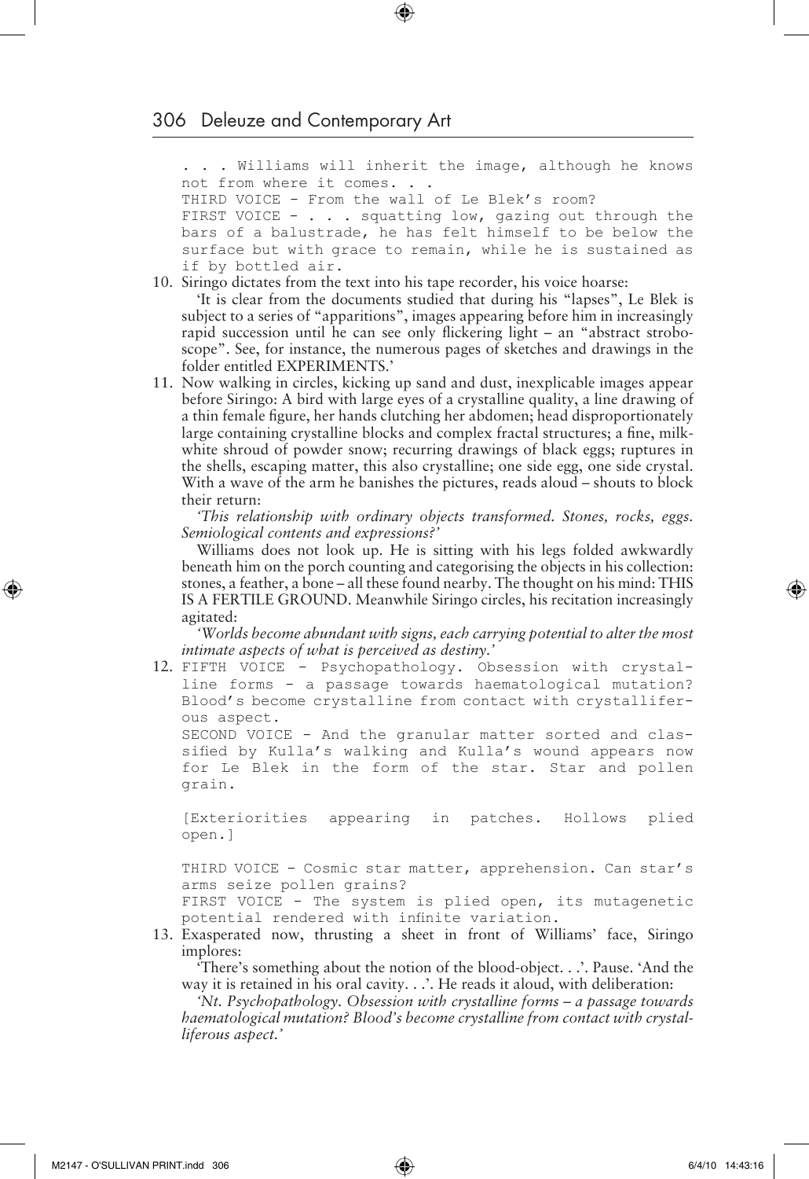```
. . . Williams will inherit the image, although he knows
not from where it comes. . .
THIRD VOICE - From the wall of Le Blek's room?
FIRST VOICE - . . . squatting low, gazing out through the
bars of a balustrade, he has felt himself to be below the
surface but with grace to remain, while he is sustained as
if by bottled air.
```

10. Siringo dictates from the text into his tape recorder, his voice hoarse:

    'It is clear from the documents studied that during his "lapses", Le Blek is subject to a series of "apparitions", images appearing before him in increasingly rapid succession until he can see only flickering light – an "abstract stroboscope". See, for instance, the numerous pages of sketches and drawings in the folder entitled EXPERIMENTS.'

11. Now walking in circles, kicking up sand and dust, inexplicable images appear before Siringo: A bird with large eyes of a crystalline quality, a line drawing of a thin female figure, her hands clutching her abdomen; head disproportionately large containing crystalline blocks and complex fractal structures; a fine, milk-white shroud of powder snow; recurring drawings of black eggs; ruptures in the shells, escaping matter, this also crystalline; one side egg, one side crystal. With a wave of the arm he banishes the pictures, reads aloud – shouts to block their return:

    *'This relationship with ordinary objects transformed. Stones, rocks, eggs. Semiological contents and expressions?'*

    Williams does not look up. He is sitting with his legs folded awkwardly beneath him on the porch counting and categorising the objects in his collection: stones, a feather, a bone – all these found nearby. The thought on his mind: THIS IS A FERTILE GROUND. Meanwhile Siringo circles, his recitation increasingly agitated:

    *'Worlds become abundant with signs, each carrying potential to alter the most intimate aspects of what is perceived as destiny.'*

12. 
```
FIFTH VOICE - Psychopathology. Obsession with crystal-
line forms - a passage towards haematological mutation?
Blood's become crystalline from contact with crystallifer-
ous aspect.
SECOND VOICE - And the granular matter sorted and clas-
sified by Kulla's walking and Kulla's wound appears now
for Le Blek in the form of the star. Star and pollen
grain.

[Exteriorities appearing in patches. Hollows plied
open.]

THIRD VOICE - Cosmic star matter, apprehension. Can star's
arms seize pollen grains?
FIRST VOICE - The system is plied open, its mutagenetic
potential rendered with infinite variation.
```

13. Exasperated now, thrusting a sheet in front of Williams' face, Siringo implores:

    'There's something about the notion of the blood-object. . .'. Pause. 'And the way it is retained in his oral cavity. . .'. He reads it aloud, with deliberation:

    *'Nt. Psychopathology. Obsession with crystalline forms – a passage towards haematological mutation? Blood's become crystalline from contact with crystalliferous aspect.'*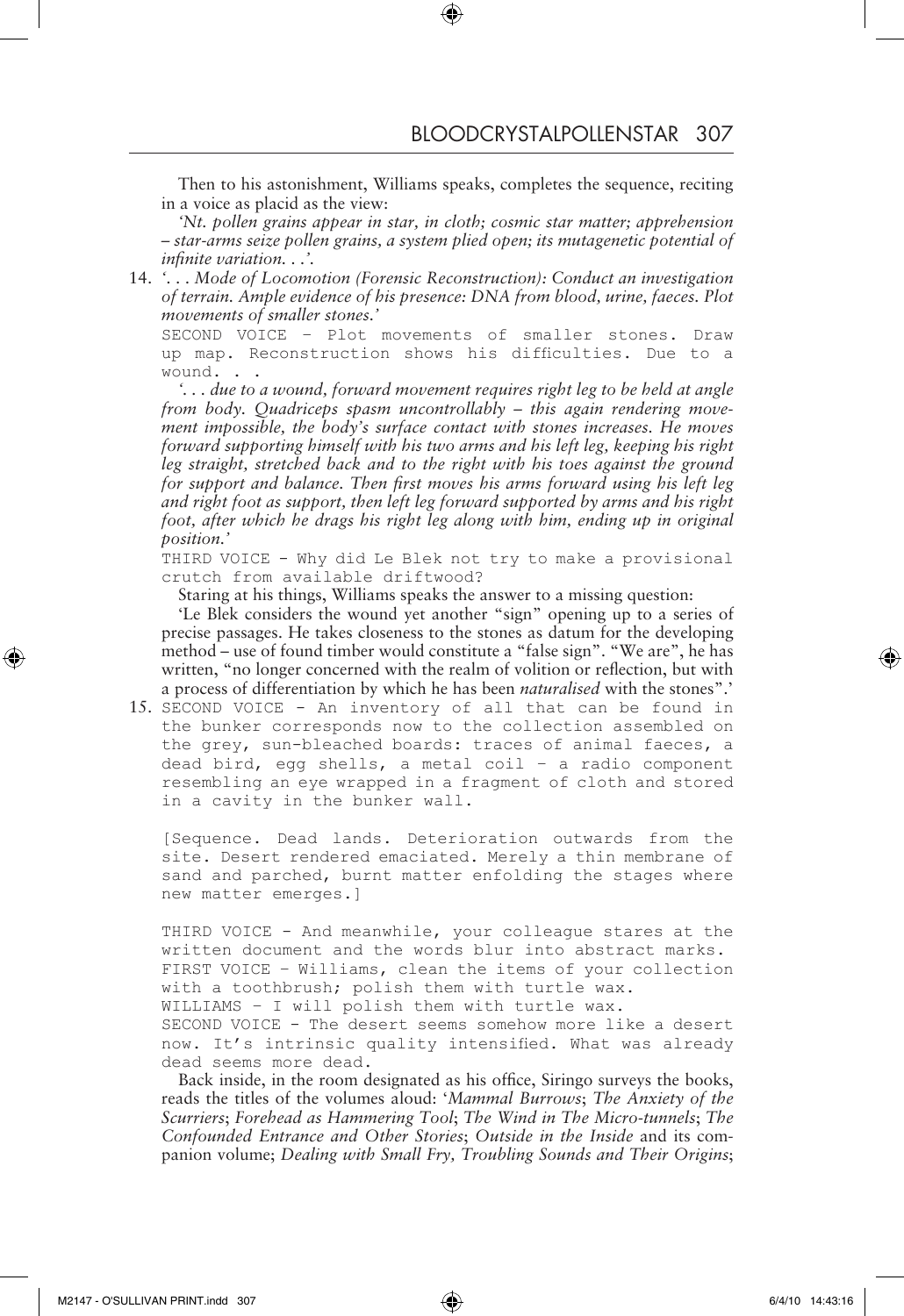Then to his astonishment, Williams speaks, completes the sequence, reciting in a voice as placid as the view:

*'Nt. pollen grains appear in star, in cloth; cosmic star matter; apprehension – star-arms seize pollen grains, a system plied open; its mutagenetic potential of infinite variation. . .'.*

14. *'. . . Mode of Locomotion (Forensic Reconstruction): Conduct an investigation of terrain. Ample evidence of his presence: DNA from blood, urine, faeces. Plot movements of smaller stones.'*

    `SECOND VOICE – Plot movements of smaller stones. Draw up map. Reconstruction shows his difficulties. Due to a wound. . .`

    *'. . . due to a wound, forward movement requires right leg to be held at angle from body. Quadriceps spasm uncontrollably – this again rendering movement impossible, the body's surface contact with stones increases. He moves forward supporting himself with his two arms and his left leg, keeping his right leg straight, stretched back and to the right with his toes against the ground for support and balance. Then first moves his arms forward using his left leg and right foot as support, then left leg forward supported by arms and his right foot, after which he drags his right leg along with him, ending up in original position.'*

    `THIRD VOICE - Why did Le Blek not try to make a provisional crutch from available driftwood?`

    Staring at his things, Williams speaks the answer to a missing question:

    'Le Blek considers the wound yet another "sign" opening up to a series of precise passages. He takes closeness to the stones as datum for the developing method – use of found timber would constitute a "false sign". "We are", he has written, "no longer concerned with the realm of volition or reflection, but with a process of differentiation by which he has been *naturalised* with the stones".'

15. `SECOND VOICE - An inventory of all that can be found in the bunker corresponds now to the collection assembled on the grey, sun-bleached boards: traces of animal faeces, a dead bird, egg shells, a metal coil – a radio component resembling an eye wrapped in a fragment of cloth and stored in a cavity in the bunker wall.`

    `[Sequence. Dead lands. Deterioration outwards from the site. Desert rendered emaciated. Merely a thin membrane of sand and parched, burnt matter enfolding the stages where new matter emerges.]`

    `THIRD VOICE - And meanwhile, your colleague stares at the written document and the words blur into abstract marks.`
    `FIRST VOICE – Williams, clean the items of your collection with a toothbrush; polish them with turtle wax.`
    `WILLIAMS – I will polish them with turtle wax.`
    `SECOND VOICE - The desert seems somehow more like a desert now. It's intrinsic quality intensified. What was already dead seems more dead.`

    Back inside, in the room designated as his office, Siringo surveys the books, reads the titles of the volumes aloud: '*Mammal Burrows*; *The Anxiety of the Scurriers*; *Forehead as Hammering Tool*; *The Wind in The Micro-tunnels*; *The Confounded Entrance and Other Stories*; *Outside in the Inside* and its companion volume; *Dealing with Small Fry, Troubling Sounds and Their Origins*;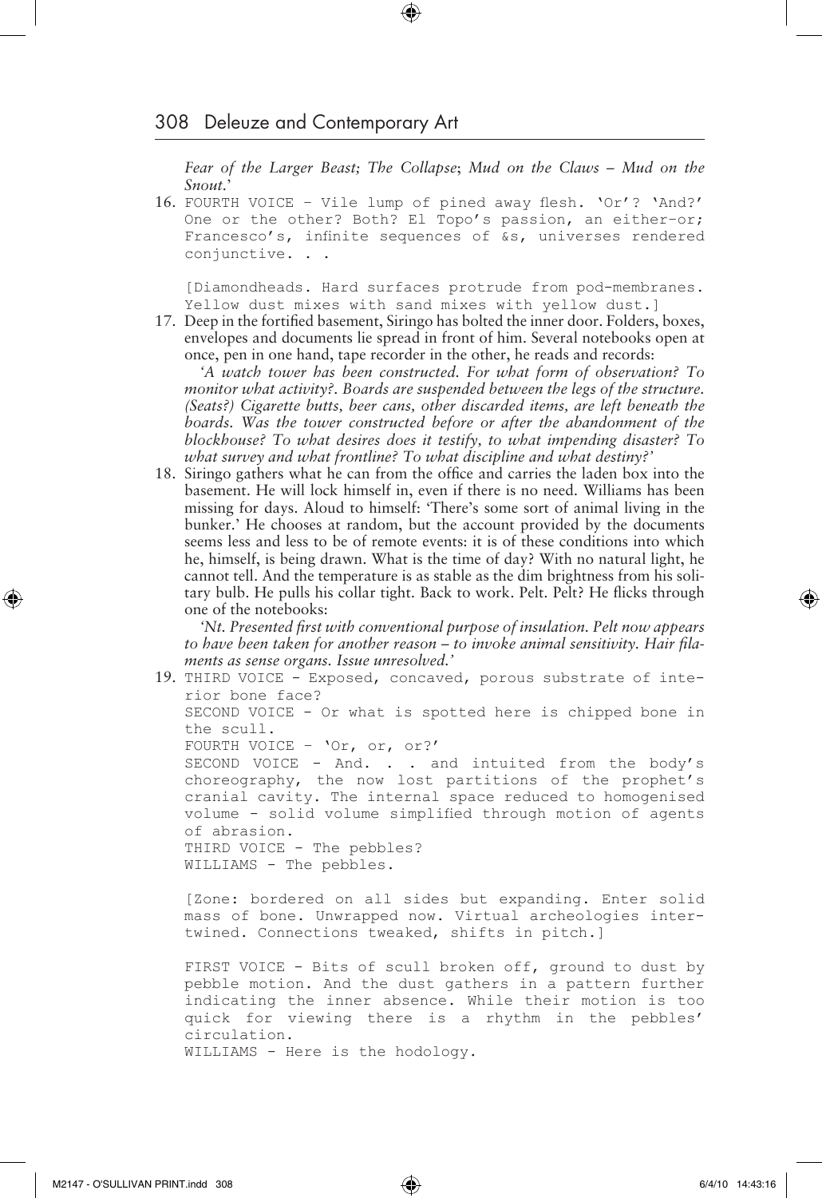*Fear of the Larger Beast; The Collapse*; *Mud on the Claws – Mud on the Snout*.'

16. FOURTH VOICE – Vile lump of pined away flesh. 'Or'? 'And?' One or the other? Both? El Topo's passion, an either-or; Francesco's, infinite sequences of &s, universes rendered conjunctive. . .

    [Diamondheads. Hard surfaces protrude from pod-membranes. Yellow dust mixes with sand mixes with yellow dust.]

17. Deep in the fortified basement, Siringo has bolted the inner door. Folders, boxes, envelopes and documents lie spread in front of him. Several notebooks open at once, pen in one hand, tape recorder in the other, he reads and records:

    *'A watch tower has been constructed. For what form of observation? To monitor what activity?. Boards are suspended between the legs of the structure. (Seats?) Cigarette butts, beer cans, other discarded items, are left beneath the boards. Was the tower constructed before or after the abandonment of the blockhouse? To what desires does it testify, to what impending disaster? To what survey and what frontline? To what discipline and what destiny?'*

18. Siringo gathers what he can from the office and carries the laden box into the basement. He will lock himself in, even if there is no need. Williams has been missing for days. Aloud to himself: 'There's some sort of animal living in the bunker.' He chooses at random, but the account provided by the documents seems less and less to be of remote events: it is of these conditions into which he, himself, is being drawn. What is the time of day? With no natural light, he cannot tell. And the temperature is as stable as the dim brightness from his solitary bulb. He pulls his collar tight. Back to work. Pelt. Pelt? He flicks through one of the notebooks:

    *'Nt. Presented first with conventional purpose of insulation. Pelt now appears to have been taken for another reason – to invoke animal sensitivity. Hair filaments as sense organs. Issue unresolved.'*

19. THIRD VOICE - Exposed, concaved, porous substrate of interior bone face?
    SECOND VOICE - Or what is spotted here is chipped bone in the scull.
    FOURTH VOICE – 'Or, or, or?'
    SECOND VOICE - And. . . and intuited from the body's choreography, the now lost partitions of the prophet's cranial cavity. The internal space reduced to homogenised volume - solid volume simplified through motion of agents of abrasion.
    THIRD VOICE - The pebbles?
    WILLIAMS - The pebbles.

    [Zone: bordered on all sides but expanding. Enter solid mass of bone. Unwrapped now. Virtual archeologies intertwined. Connections tweaked, shifts in pitch.]

    FIRST VOICE - Bits of scull broken off, ground to dust by pebble motion. And the dust gathers in a pattern further indicating the inner absence. While their motion is too quick for viewing there is a rhythm in the pebbles' circulation.
    WILLIAMS - Here is the hodology.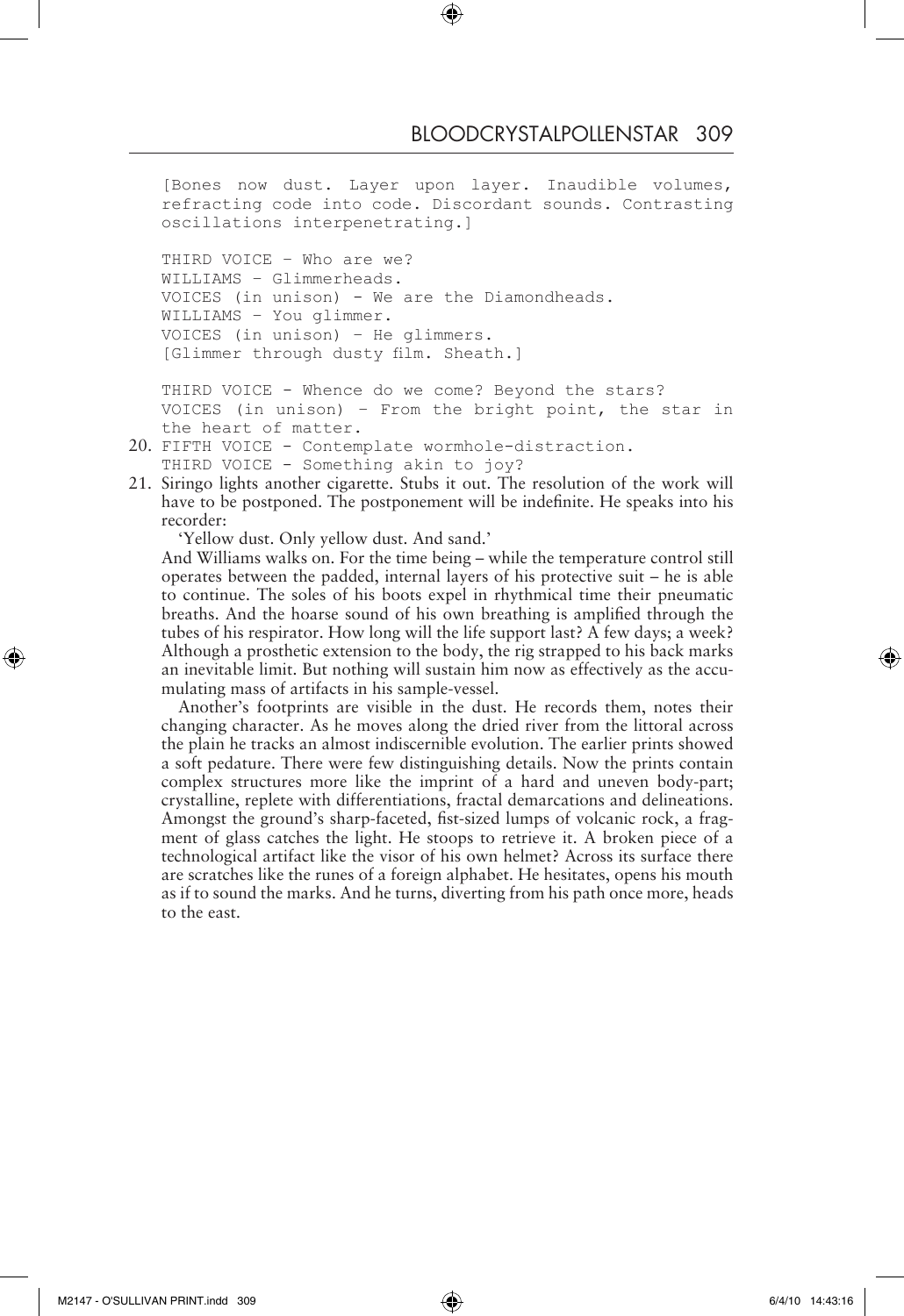[Bones now dust. Layer upon layer. Inaudible volumes, refracting code into code. Discordant sounds. Contrasting oscillations interpenetrating.]

THIRD VOICE – Who are we?
WILLIAMS – Glimmerheads.
VOICES (in unison) - We are the Diamondheads.
WILLIAMS – You glimmer.
VOICES (in unison) – He glimmers.
[Glimmer through dusty film. Sheath.]

THIRD VOICE - Whence do we come? Beyond the stars?
VOICES (in unison) – From the bright point, the star in the heart of matter.

20. FIFTH VOICE - Contemplate wormhole-distraction.
    THIRD VOICE - Something akin to joy?
21. Siringo lights another cigarette. Stubs it out. The resolution of the work will have to be postponed. The postponement will be indefinite. He speaks into his recorder:

    'Yellow dust. Only yellow dust. And sand.'

    And Williams walks on. For the time being – while the temperature control still operates between the padded, internal layers of his protective suit – he is able to continue. The soles of his boots expel in rhythmical time their pneumatic breaths. And the hoarse sound of his own breathing is amplified through the tubes of his respirator. How long will the life support last? A few days; a week? Although a prosthetic extension to the body, the rig strapped to his back marks an inevitable limit. But nothing will sustain him now as effectively as the accumulating mass of artifacts in his sample-vessel.

    Another's footprints are visible in the dust. He records them, notes their changing character. As he moves along the dried river from the littoral across the plain he tracks an almost indiscernible evolution. The earlier prints showed a soft pedature. There were few distinguishing details. Now the prints contain complex structures more like the imprint of a hard and uneven body-part; crystalline, replete with differentiations, fractal demarcations and delineations. Amongst the ground's sharp-faceted, fist-sized lumps of volcanic rock, a fragment of glass catches the light. He stoops to retrieve it. A broken piece of a technological artifact like the visor of his own helmet? Across its surface there are scratches like the runes of a foreign alphabet. He hesitates, opens his mouth as if to sound the marks. And he turns, diverting from his path once more, heads to the east.